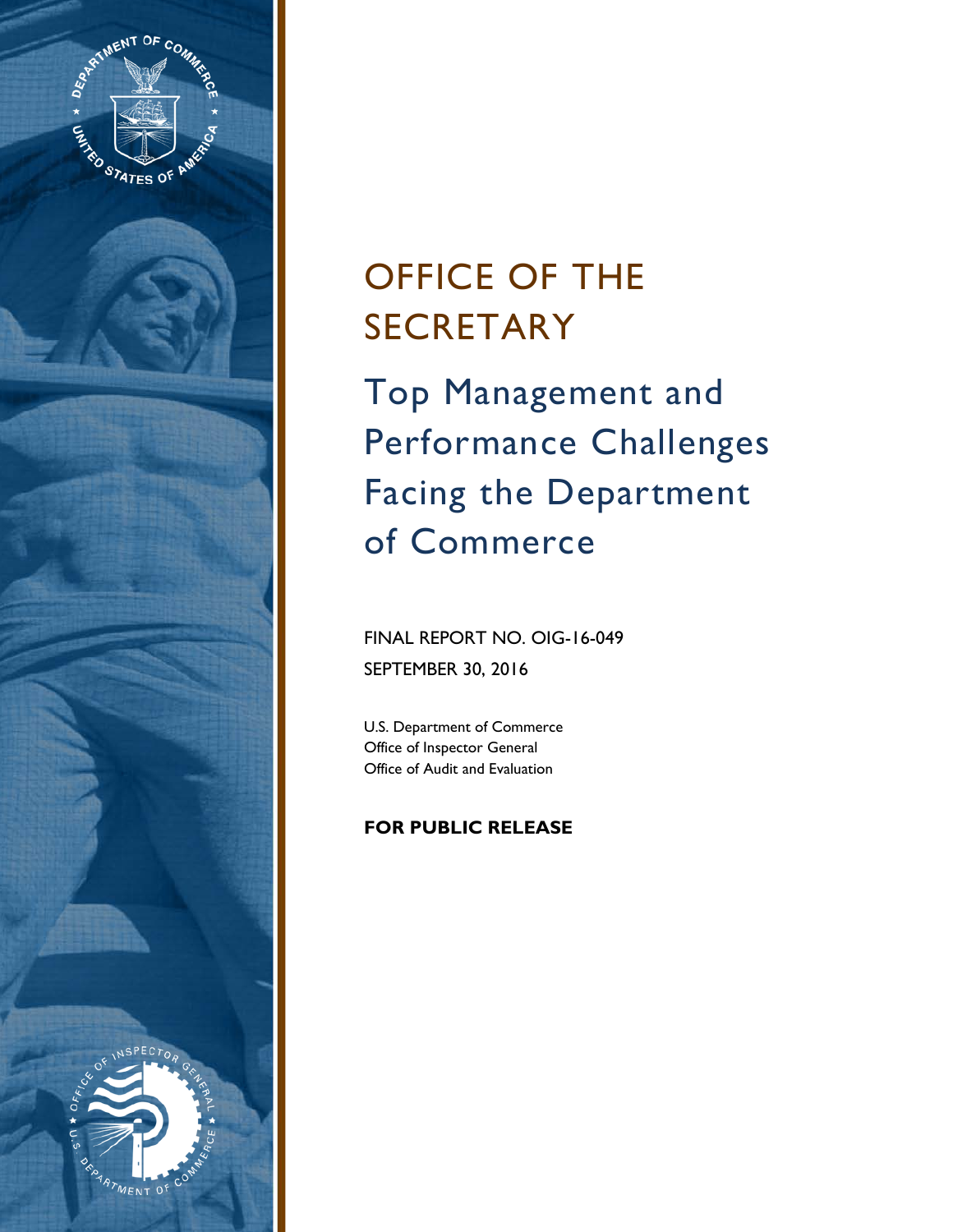# OFFICE OF THE SECRETARY

## Top Management and Performance Challenges Facing the Department of Commerce

FINAL REPORT NO. OIG-16-049

SEPTEMBER 30, 2016

U.S. Department of Commerce
Office of Inspector General
Office of Audit and Evaluation

**FOR PUBLIC RELEASE**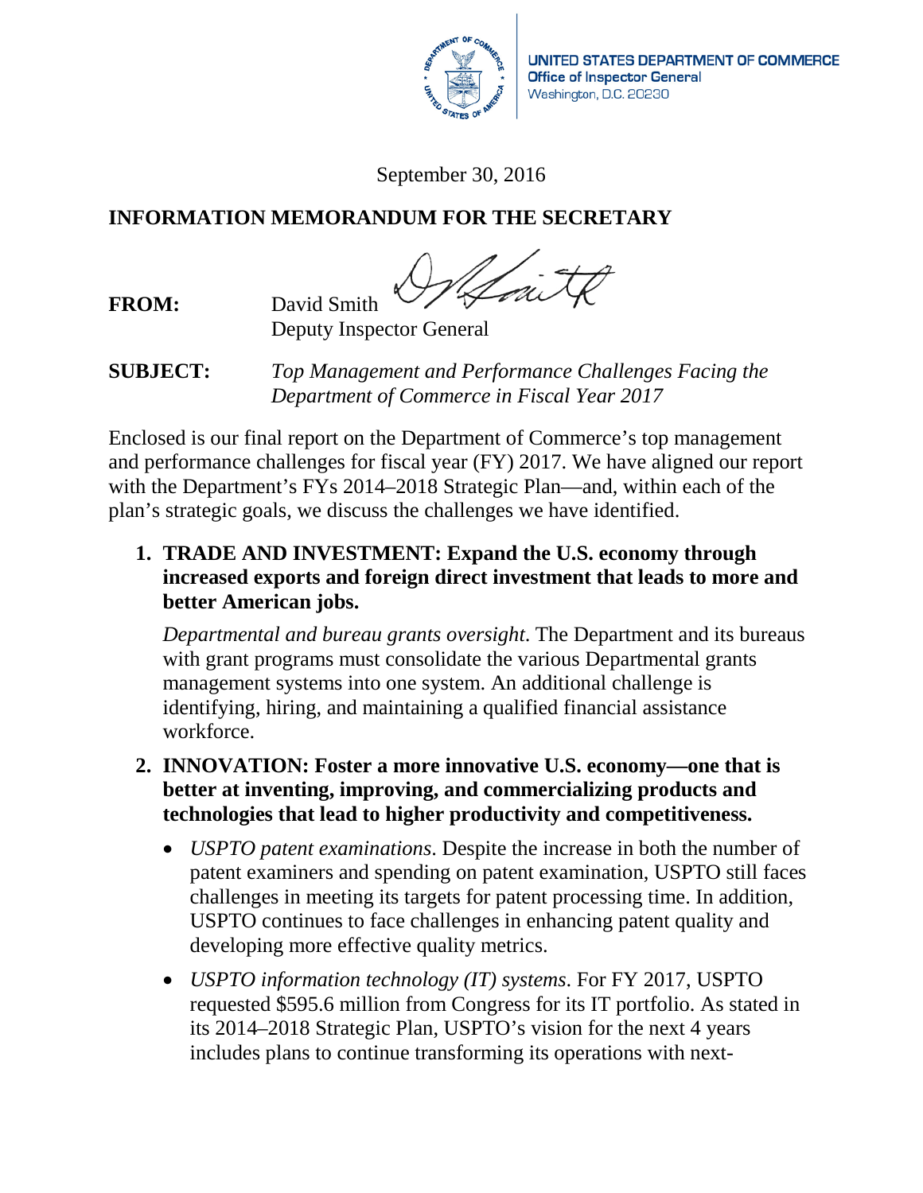UNITED STATES DEPARTMENT OF COMMERCE
Office of Inspector General
Washington, D.C. 20230

September 30, 2016

**INFORMATION MEMORANDUM FOR THE SECRETARY**

**FROM:** David Smith
Deputy Inspector General

**SUBJECT:** *Top Management and Performance Challenges Facing the Department of Commerce in Fiscal Year 2017*

Enclosed is our final report on the Department of Commerce's top management and performance challenges for fiscal year (FY) 2017. We have aligned our report with the Department's FYs 2014–2018 Strategic Plan—and, within each of the plan's strategic goals, we discuss the challenges we have identified.

1. **TRADE AND INVESTMENT: Expand the U.S. economy through increased exports and foreign direct investment that leads to more and better American jobs.**

   *Departmental and bureau grants oversight*. The Department and its bureaus with grant programs must consolidate the various Departmental grants management systems into one system. An additional challenge is identifying, hiring, and maintaining a qualified financial assistance workforce.

2. **INNOVATION: Foster a more innovative U.S. economy—one that is better at inventing, improving, and commercializing products and technologies that lead to higher productivity and competitiveness.**

   - *USPTO patent examinations*. Despite the increase in both the number of patent examiners and spending on patent examination, USPTO still faces challenges in meeting its targets for patent processing time. In addition, USPTO continues to face challenges in enhancing patent quality and developing more effective quality metrics.
   - *USPTO information technology (IT) systems*. For FY 2017, USPTO requested $595.6 million from Congress for its IT portfolio. As stated in its 2014–2018 Strategic Plan, USPTO's vision for the next 4 years includes plans to continue transforming its operations with next-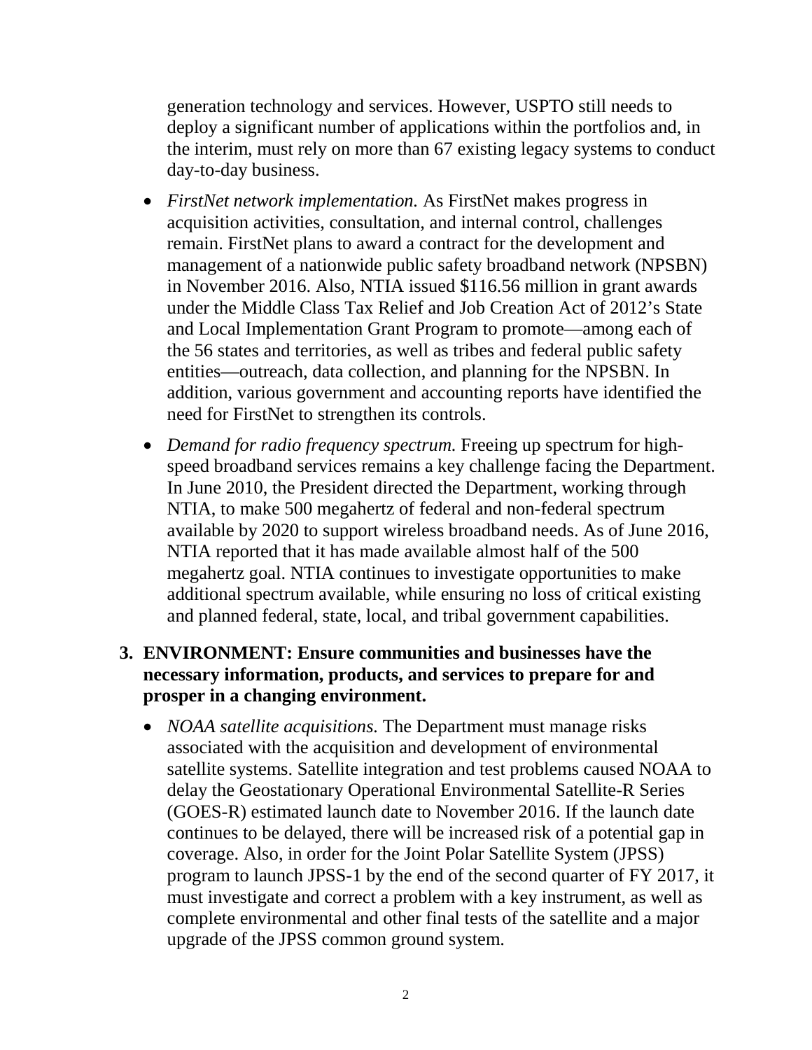generation technology and services. However, USPTO still needs to deploy a significant number of applications within the portfolios and, in the interim, must rely on more than 67 existing legacy systems to conduct day-to-day business.

- *FirstNet network implementation.* As FirstNet makes progress in acquisition activities, consultation, and internal control, challenges remain. FirstNet plans to award a contract for the development and management of a nationwide public safety broadband network (NPSBN) in November 2016. Also, NTIA issued $116.56 million in grant awards under the Middle Class Tax Relief and Job Creation Act of 2012's State and Local Implementation Grant Program to promote—among each of the 56 states and territories, as well as tribes and federal public safety entities—outreach, data collection, and planning for the NPSBN. In addition, various government and accounting reports have identified the need for FirstNet to strengthen its controls.
- *Demand for radio frequency spectrum.* Freeing up spectrum for high-speed broadband services remains a key challenge facing the Department. In June 2010, the President directed the Department, working through NTIA, to make 500 megahertz of federal and non-federal spectrum available by 2020 to support wireless broadband needs. As of June 2016, NTIA reported that it has made available almost half of the 500 megahertz goal. NTIA continues to investigate opportunities to make additional spectrum available, while ensuring no loss of critical existing and planned federal, state, local, and tribal government capabilities.

**3. ENVIRONMENT: Ensure communities and businesses have the necessary information, products, and services to prepare for and prosper in a changing environment.**

- *NOAA satellite acquisitions.* The Department must manage risks associated with the acquisition and development of environmental satellite systems. Satellite integration and test problems caused NOAA to delay the Geostationary Operational Environmental Satellite-R Series (GOES-R) estimated launch date to November 2016. If the launch date continues to be delayed, there will be increased risk of a potential gap in coverage. Also, in order for the Joint Polar Satellite System (JPSS) program to launch JPSS-1 by the end of the second quarter of FY 2017, it must investigate and correct a problem with a key instrument, as well as complete environmental and other final tests of the satellite and a major upgrade of the JPSS common ground system.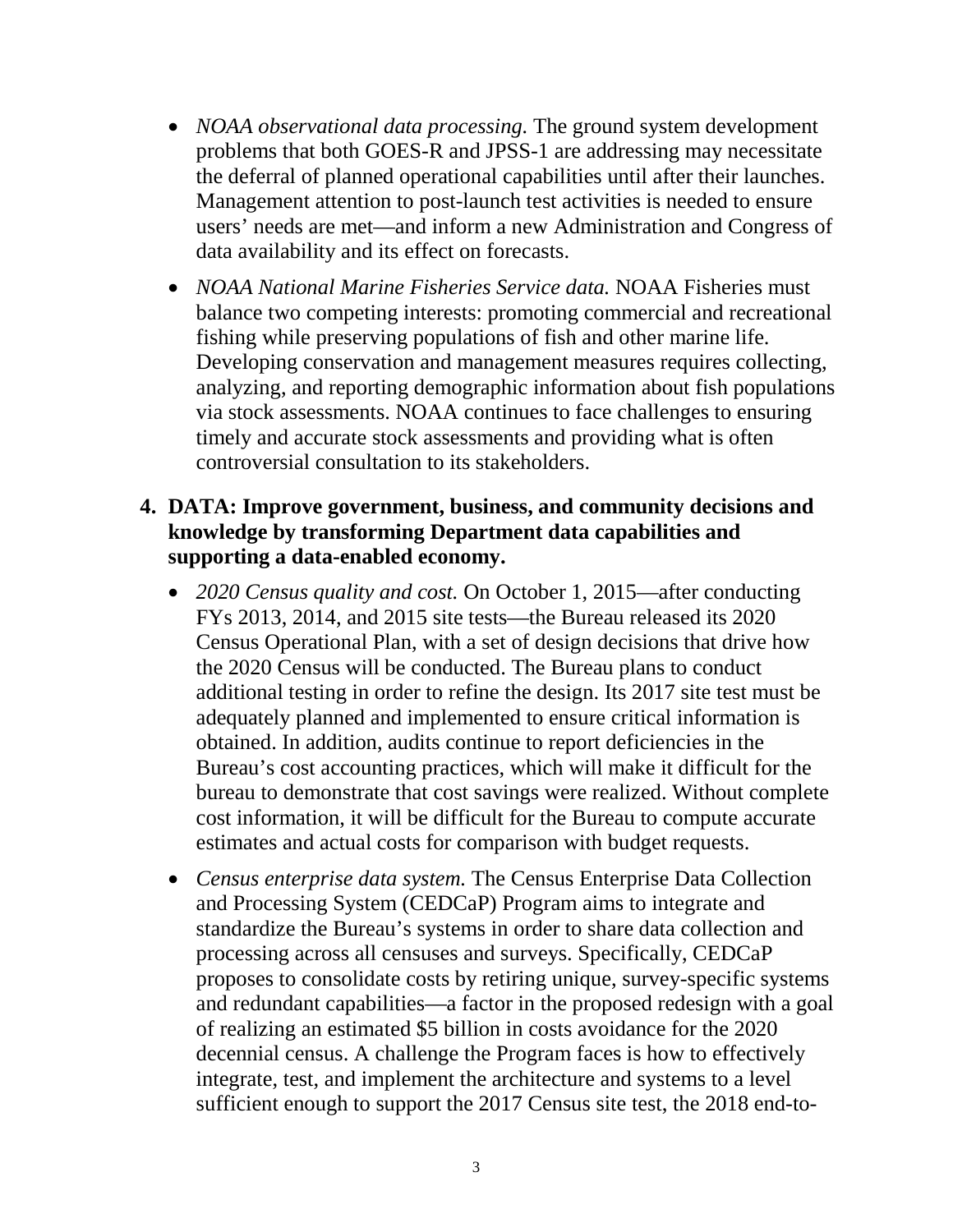- *NOAA observational data processing.* The ground system development problems that both GOES-R and JPSS-1 are addressing may necessitate the deferral of planned operational capabilities until after their launches. Management attention to post-launch test activities is needed to ensure users' needs are met—and inform a new Administration and Congress of data availability and its effect on forecasts.
- *NOAA National Marine Fisheries Service data.* NOAA Fisheries must balance two competing interests: promoting commercial and recreational fishing while preserving populations of fish and other marine life. Developing conservation and management measures requires collecting, analyzing, and reporting demographic information about fish populations via stock assessments. NOAA continues to face challenges to ensuring timely and accurate stock assessments and providing what is often controversial consultation to its stakeholders.

**4. DATA: Improve government, business, and community decisions and knowledge by transforming Department data capabilities and supporting a data-enabled economy.**

- *2020 Census quality and cost.* On October 1, 2015—after conducting FYs 2013, 2014, and 2015 site tests—the Bureau released its 2020 Census Operational Plan, with a set of design decisions that drive how the 2020 Census will be conducted. The Bureau plans to conduct additional testing in order to refine the design. Its 2017 site test must be adequately planned and implemented to ensure critical information is obtained. In addition, audits continue to report deficiencies in the Bureau's cost accounting practices, which will make it difficult for the bureau to demonstrate that cost savings were realized. Without complete cost information, it will be difficult for the Bureau to compute accurate estimates and actual costs for comparison with budget requests.
- *Census enterprise data system.* The Census Enterprise Data Collection and Processing System (CEDCaP) Program aims to integrate and standardize the Bureau's systems in order to share data collection and processing across all censuses and surveys. Specifically, CEDCaP proposes to consolidate costs by retiring unique, survey-specific systems and redundant capabilities—a factor in the proposed redesign with a goal of realizing an estimated $5 billion in costs avoidance for the 2020 decennial census. A challenge the Program faces is how to effectively integrate, test, and implement the architecture and systems to a level sufficient enough to support the 2017 Census site test, the 2018 end-to-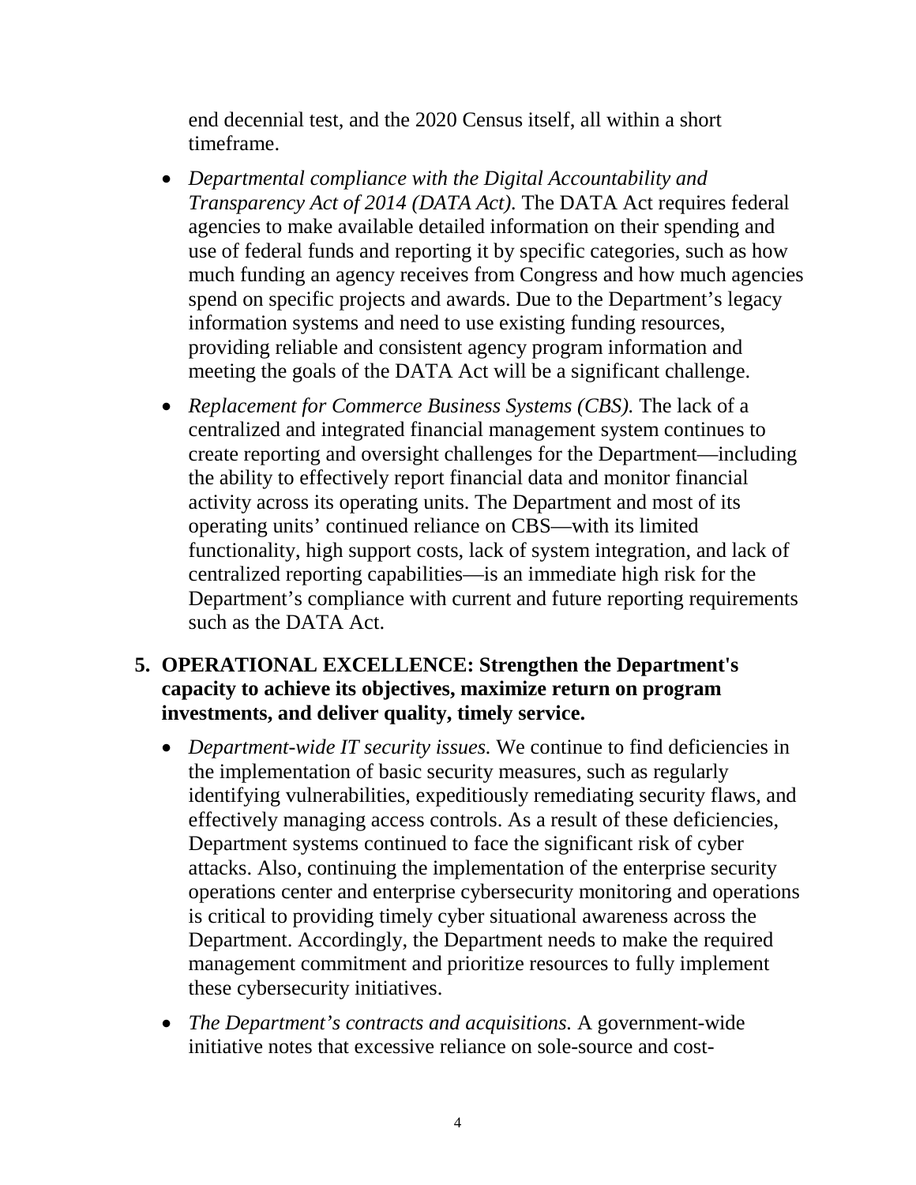end decennial test, and the 2020 Census itself, all within a short timeframe.

- *Departmental compliance with the Digital Accountability and Transparency Act of 2014 (DATA Act).* The DATA Act requires federal agencies to make available detailed information on their spending and use of federal funds and reporting it by specific categories, such as how much funding an agency receives from Congress and how much agencies spend on specific projects and awards. Due to the Department's legacy information systems and need to use existing funding resources, providing reliable and consistent agency program information and meeting the goals of the DATA Act will be a significant challenge.
- *Replacement for Commerce Business Systems (CBS).* The lack of a centralized and integrated financial management system continues to create reporting and oversight challenges for the Department—including the ability to effectively report financial data and monitor financial activity across its operating units. The Department and most of its operating units' continued reliance on CBS—with its limited functionality, high support costs, lack of system integration, and lack of centralized reporting capabilities—is an immediate high risk for the Department's compliance with current and future reporting requirements such as the DATA Act.

5. **OPERATIONAL EXCELLENCE: Strengthen the Department's capacity to achieve its objectives, maximize return on program investments, and deliver quality, timely service.**

   - *Department-wide IT security issues.* We continue to find deficiencies in the implementation of basic security measures, such as regularly identifying vulnerabilities, expeditiously remediating security flaws, and effectively managing access controls. As a result of these deficiencies, Department systems continued to face the significant risk of cyber attacks. Also, continuing the implementation of the enterprise security operations center and enterprise cybersecurity monitoring and operations is critical to providing timely cyber situational awareness across the Department. Accordingly, the Department needs to make the required management commitment and prioritize resources to fully implement these cybersecurity initiatives.
   - *The Department's contracts and acquisitions.* A government-wide initiative notes that excessive reliance on sole-source and cost-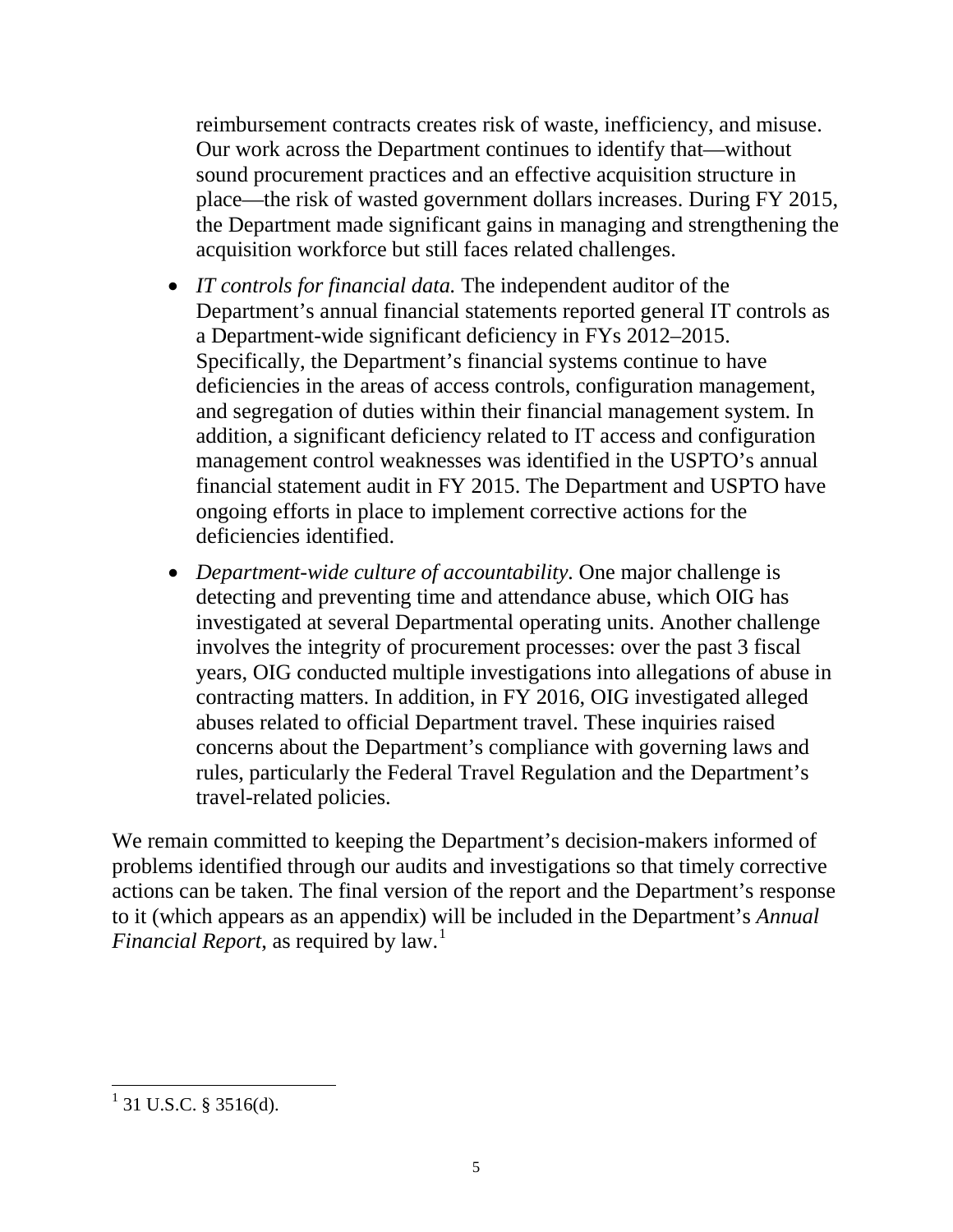reimbursement contracts creates risk of waste, inefficiency, and misuse. Our work across the Department continues to identify that—without sound procurement practices and an effective acquisition structure in place—the risk of wasted government dollars increases. During FY 2015, the Department made significant gains in managing and strengthening the acquisition workforce but still faces related challenges.

- *IT controls for financial data.* The independent auditor of the Department's annual financial statements reported general IT controls as a Department-wide significant deficiency in FYs 2012–2015. Specifically, the Department's financial systems continue to have deficiencies in the areas of access controls, configuration management, and segregation of duties within their financial management system. In addition, a significant deficiency related to IT access and configuration management control weaknesses was identified in the USPTO's annual financial statement audit in FY 2015. The Department and USPTO have ongoing efforts in place to implement corrective actions for the deficiencies identified.
- *Department-wide culture of accountability*. One major challenge is detecting and preventing time and attendance abuse, which OIG has investigated at several Departmental operating units. Another challenge involves the integrity of procurement processes: over the past 3 fiscal years, OIG conducted multiple investigations into allegations of abuse in contracting matters. In addition, in FY 2016, OIG investigated alleged abuses related to official Department travel. These inquiries raised concerns about the Department's compliance with governing laws and rules, particularly the Federal Travel Regulation and the Department's travel-related policies.

We remain committed to keeping the Department's decision-makers informed of problems identified through our audits and investigations so that timely corrective actions can be taken. The final version of the report and the Department's response to it (which appears as an appendix) will be included in the Department's *Annual Financial Report*, as required by law.[1]

[1] 31 U.S.C. § 3516(d).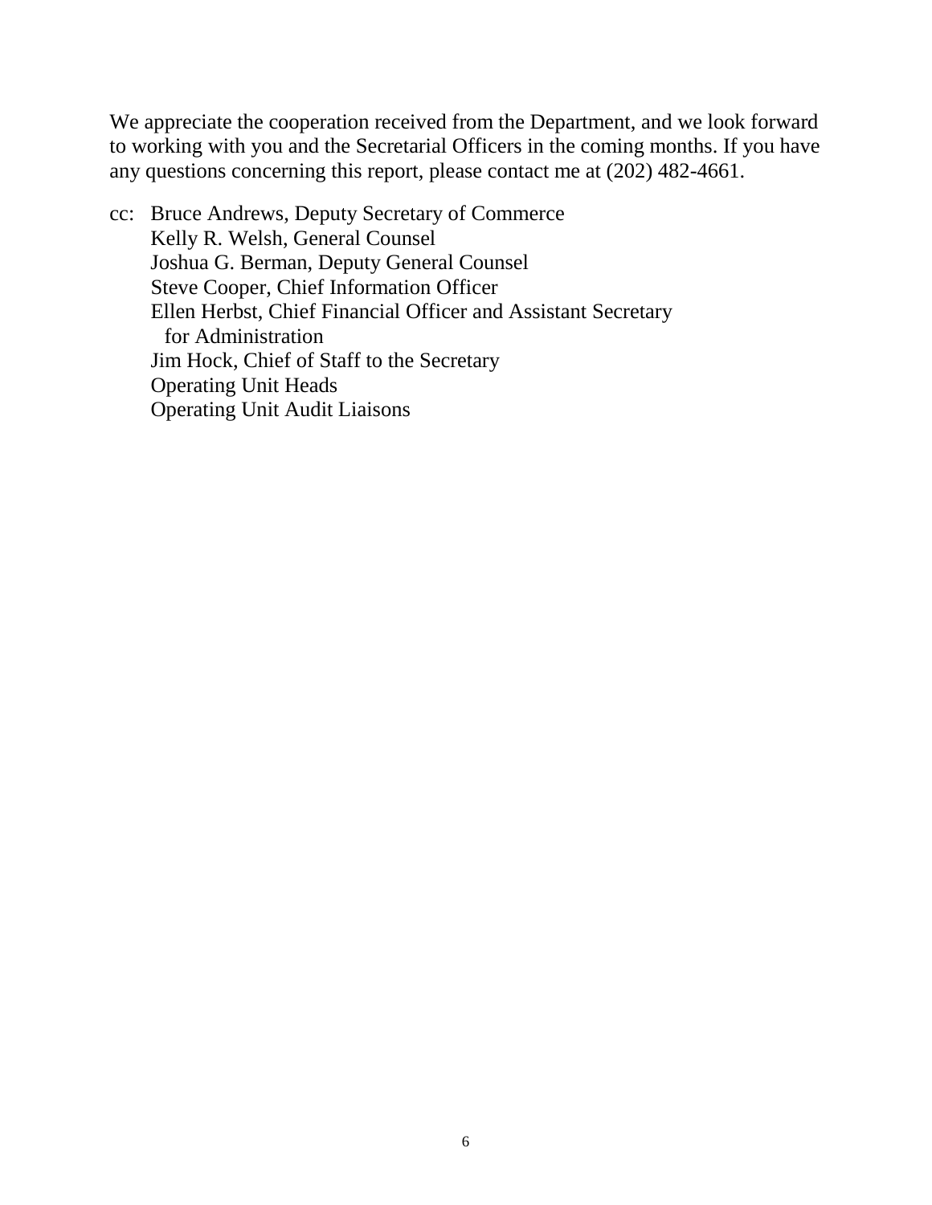We appreciate the cooperation received from the Department, and we look forward to working with you and the Secretarial Officers in the coming months. If you have any questions concerning this report, please contact me at (202) 482-4661.

cc: Bruce Andrews, Deputy Secretary of Commerce
Kelly R. Welsh, General Counsel
Joshua G. Berman, Deputy General Counsel
Steve Cooper, Chief Information Officer
Ellen Herbst, Chief Financial Officer and Assistant Secretary for Administration
Jim Hock, Chief of Staff to the Secretary
Operating Unit Heads
Operating Unit Audit Liaisons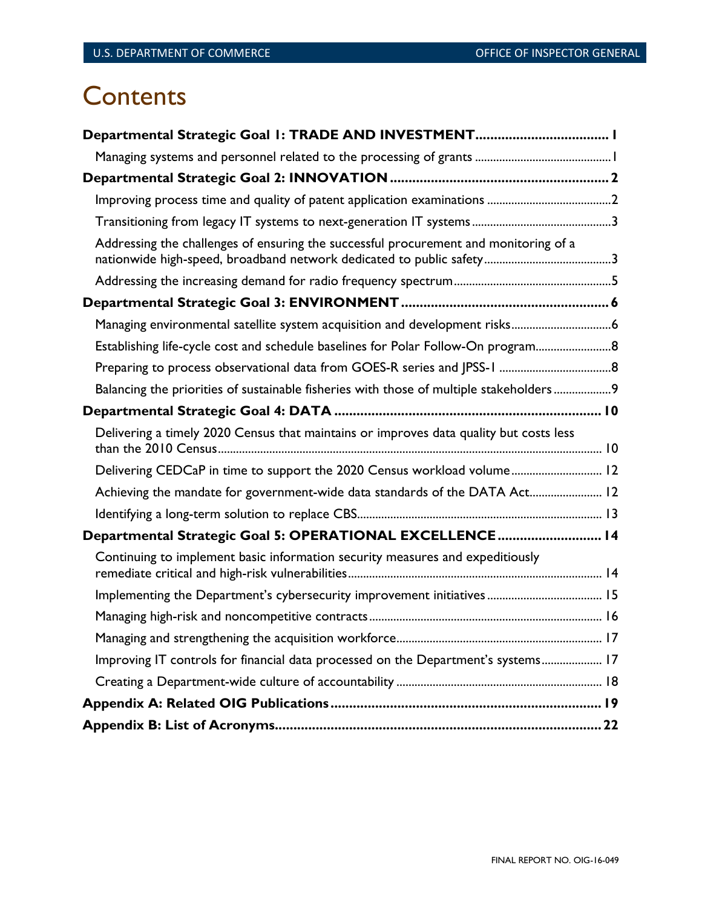# Contents

**Departmental Strategic Goal 1: TRADE AND INVESTMENT** .................................... 1

- Managing systems and personnel related to the processing of grants ............................................ 1

**Departmental Strategic Goal 2: INNOVATION** .......................................................... 2

- Improving process time and quality of patent application examinations ......................................... 2
- Transitioning from legacy IT systems to next-generation IT systems ............................................. 3
- Addressing the challenges of ensuring the successful procurement and monitoring of a nationwide high-speed, broadband network dedicated to public safety .......................................... 3
- Addressing the increasing demand for radio frequency spectrum ................................................... 5

**Departmental Strategic Goal 3: ENVIRONMENT** ........................................................ 6

- Managing environmental satellite system acquisition and development risks ................................ 6
- Establishing life-cycle cost and schedule baselines for Polar Follow-On program ......................... 8
- Preparing to process observational data from GOES-R series and JPSS-1 ..................................... 8
- Balancing the priorities of sustainable fisheries with those of multiple stakeholders ................... 9

**Departmental Strategic Goal 4: DATA** ......................................................................... 10

- Delivering a timely 2020 Census that maintains or improves data quality but costs less than the 2010 Census ........................................................................................................................ 10
- Delivering CEDCaP in time to support the 2020 Census workload volume .............................. 12
- Achieving the mandate for government-wide data standards of the DATA Act ........................ 12
- Identifying a long-term solution to replace CBS ................................................................................ 13

**Departmental Strategic Goal 5: OPERATIONAL EXCELLENCE** ........................... 14

- Continuing to implement basic information security measures and expeditiously remediate critical and high-risk vulnerabilities ................................................................................... 14
- Implementing the Department's cybersecurity improvement initiatives ...................................... 15
- Managing high-risk and noncompetitive contracts ............................................................................ 16
- Managing and strengthening the acquisition workforce ................................................................... 17
- Improving IT controls for financial data processed on the Department's systems .................... 17
- Creating a Department-wide culture of accountability ................................................................... 18

**Appendix A: Related OIG Publications** ......................................................................... 19

**Appendix B: List of Acronyms** ......................................................................................... 22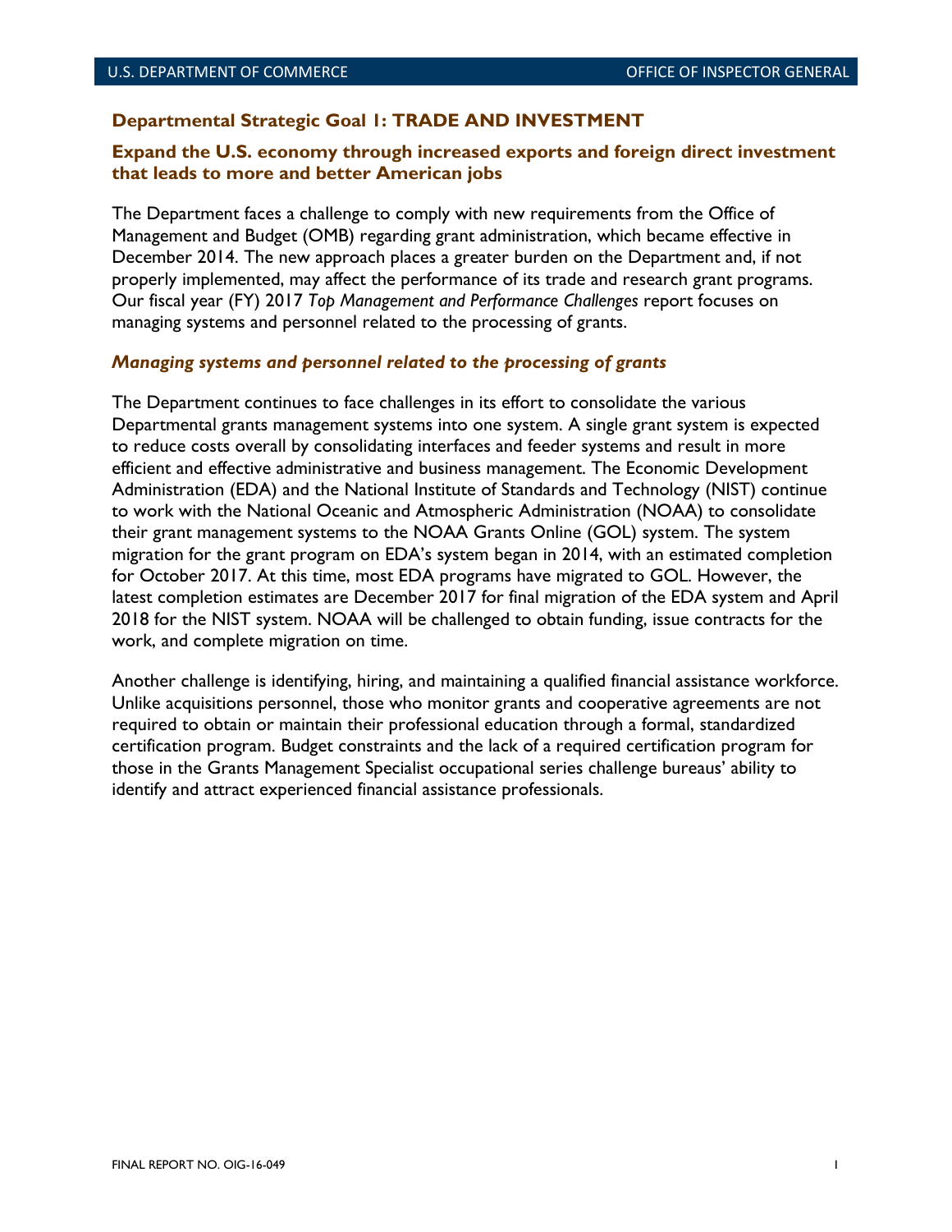## Departmental Strategic Goal 1: TRADE AND INVESTMENT

### Expand the U.S. economy through increased exports and foreign direct investment that leads to more and better American jobs

The Department faces a challenge to comply with new requirements from the Office of Management and Budget (OMB) regarding grant administration, which became effective in December 2014. The new approach places a greater burden on the Department and, if not properly implemented, may affect the performance of its trade and research grant programs. Our fiscal year (FY) 2017 *Top Management and Performance Challenges* report focuses on managing systems and personnel related to the processing of grants.

#### *Managing systems and personnel related to the processing of grants*

The Department continues to face challenges in its effort to consolidate the various Departmental grants management systems into one system. A single grant system is expected to reduce costs overall by consolidating interfaces and feeder systems and result in more efficient and effective administrative and business management. The Economic Development Administration (EDA) and the National Institute of Standards and Technology (NIST) continue to work with the National Oceanic and Atmospheric Administration (NOAA) to consolidate their grant management systems to the NOAA Grants Online (GOL) system. The system migration for the grant program on EDA's system began in 2014, with an estimated completion for October 2017. At this time, most EDA programs have migrated to GOL. However, the latest completion estimates are December 2017 for final migration of the EDA system and April 2018 for the NIST system. NOAA will be challenged to obtain funding, issue contracts for the work, and complete migration on time.

Another challenge is identifying, hiring, and maintaining a qualified financial assistance workforce. Unlike acquisitions personnel, those who monitor grants and cooperative agreements are not required to obtain or maintain their professional education through a formal, standardized certification program. Budget constraints and the lack of a required certification program for those in the Grants Management Specialist occupational series challenge bureaus' ability to identify and attract experienced financial assistance professionals.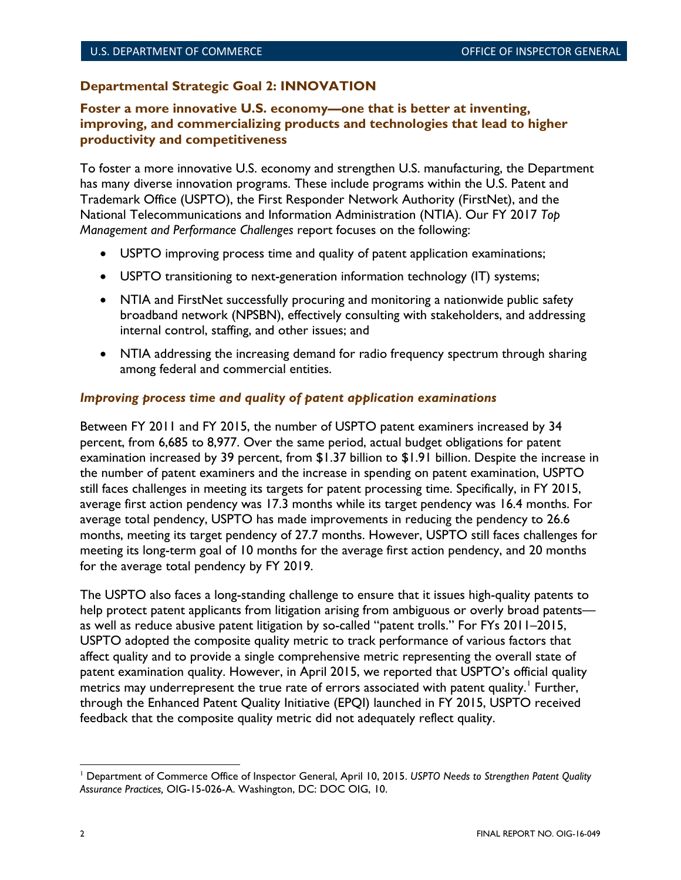## Departmental Strategic Goal 2: INNOVATION

### Foster a more innovative U.S. economy—one that is better at inventing, improving, and commercializing products and technologies that lead to higher productivity and competitiveness

To foster a more innovative U.S. economy and strengthen U.S. manufacturing, the Department has many diverse innovation programs. These include programs within the U.S. Patent and Trademark Office (USPTO), the First Responder Network Authority (FirstNet), and the National Telecommunications and Information Administration (NTIA). Our FY 2017 *Top Management and Performance Challenges* report focuses on the following:

- USPTO improving process time and quality of patent application examinations;
- USPTO transitioning to next-generation information technology (IT) systems;
- NTIA and FirstNet successfully procuring and monitoring a nationwide public safety broadband network (NPSBN), effectively consulting with stakeholders, and addressing internal control, staffing, and other issues; and
- NTIA addressing the increasing demand for radio frequency spectrum through sharing among federal and commercial entities.

#### *Improving process time and quality of patent application examinations*

Between FY 2011 and FY 2015, the number of USPTO patent examiners increased by 34 percent, from 6,685 to 8,977. Over the same period, actual budget obligations for patent examination increased by 39 percent, from $1.37 billion to $1.91 billion. Despite the increase in the number of patent examiners and the increase in spending on patent examination, USPTO still faces challenges in meeting its targets for patent processing time. Specifically, in FY 2015, average first action pendency was 17.3 months while its target pendency was 16.4 months. For average total pendency, USPTO has made improvements in reducing the pendency to 26.6 months, meeting its target pendency of 27.7 months. However, USPTO still faces challenges for meeting its long-term goal of 10 months for the average first action pendency, and 20 months for the average total pendency by FY 2019.

The USPTO also faces a long-standing challenge to ensure that it issues high-quality patents to help protect patent applicants from litigation arising from ambiguous or overly broad patents—as well as reduce abusive patent litigation by so-called "patent trolls." For FYs 2011–2015, USPTO adopted the composite quality metric to track performance of various factors that affect quality and to provide a single comprehensive metric representing the overall state of patent examination quality. However, in April 2015, we reported that USPTO's official quality metrics may underrepresent the true rate of errors associated with patent quality.[1] Further, through the Enhanced Patent Quality Initiative (EPQI) launched in FY 2015, USPTO received feedback that the composite quality metric did not adequately reflect quality.

---

[1] Department of Commerce Office of Inspector General, April 10, 2015. *USPTO Needs to Strengthen Patent Quality Assurance Practices,* OIG-15-026-A. Washington, DC: DOC OIG, 10.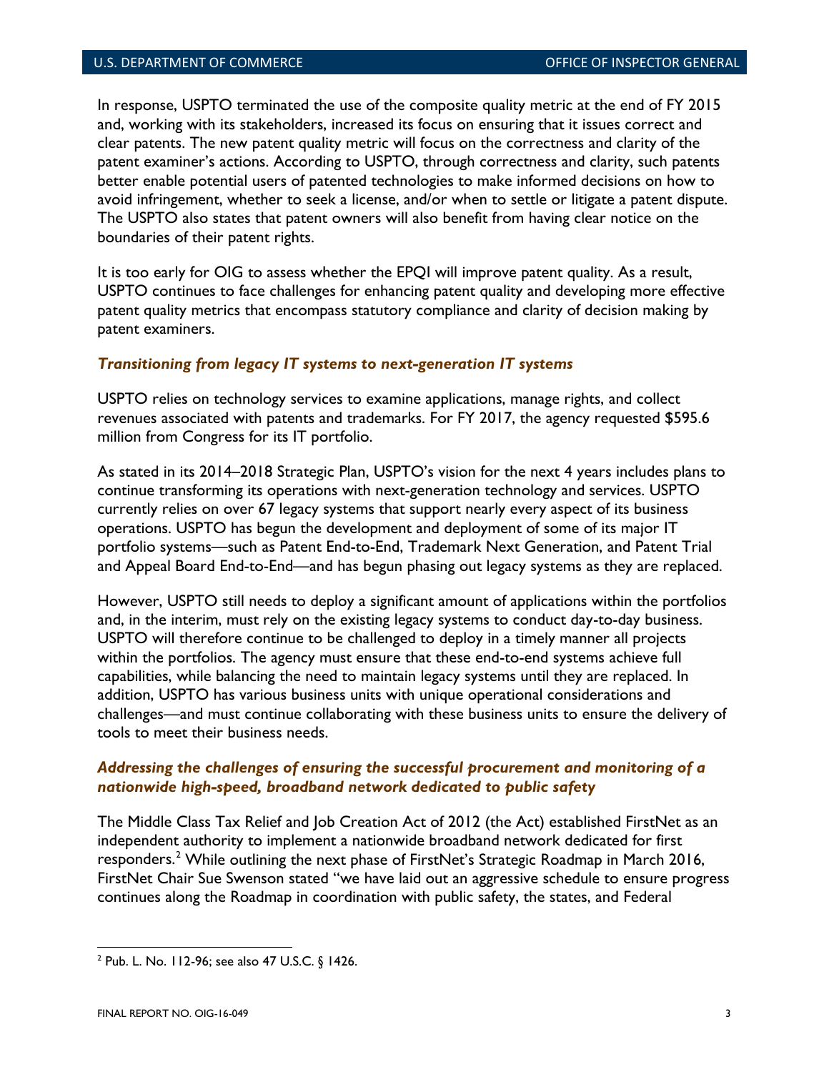In response, USPTO terminated the use of the composite quality metric at the end of FY 2015 and, working with its stakeholders, increased its focus on ensuring that it issues correct and clear patents. The new patent quality metric will focus on the correctness and clarity of the patent examiner's actions. According to USPTO, through correctness and clarity, such patents better enable potential users of patented technologies to make informed decisions on how to avoid infringement, whether to seek a license, and/or when to settle or litigate a patent dispute. The USPTO also states that patent owners will also benefit from having clear notice on the boundaries of their patent rights.

It is too early for OIG to assess whether the EPQI will improve patent quality. As a result, USPTO continues to face challenges for enhancing patent quality and developing more effective patent quality metrics that encompass statutory compliance and clarity of decision making by patent examiners.

### *Transitioning from legacy IT systems to next-generation IT systems*

USPTO relies on technology services to examine applications, manage rights, and collect revenues associated with patents and trademarks. For FY 2017, the agency requested $595.6 million from Congress for its IT portfolio.

As stated in its 2014–2018 Strategic Plan, USPTO's vision for the next 4 years includes plans to continue transforming its operations with next-generation technology and services. USPTO currently relies on over 67 legacy systems that support nearly every aspect of its business operations. USPTO has begun the development and deployment of some of its major IT portfolio systems—such as Patent End-to-End, Trademark Next Generation, and Patent Trial and Appeal Board End-to-End—and has begun phasing out legacy systems as they are replaced.

However, USPTO still needs to deploy a significant amount of applications within the portfolios and, in the interim, must rely on the existing legacy systems to conduct day-to-day business. USPTO will therefore continue to be challenged to deploy in a timely manner all projects within the portfolios. The agency must ensure that these end-to-end systems achieve full capabilities, while balancing the need to maintain legacy systems until they are replaced. In addition, USPTO has various business units with unique operational considerations and challenges—and must continue collaborating with these business units to ensure the delivery of tools to meet their business needs.

### *Addressing the challenges of ensuring the successful procurement and monitoring of a nationwide high-speed, broadband network dedicated to public safety*

The Middle Class Tax Relief and Job Creation Act of 2012 (the Act) established FirstNet as an independent authority to implement a nationwide broadband network dedicated for first responders.[2] While outlining the next phase of FirstNet's Strategic Roadmap in March 2016, FirstNet Chair Sue Swenson stated "we have laid out an aggressive schedule to ensure progress continues along the Roadmap in coordination with public safety, the states, and Federal

[2] Pub. L. No. 112-96; see also 47 U.S.C. § 1426.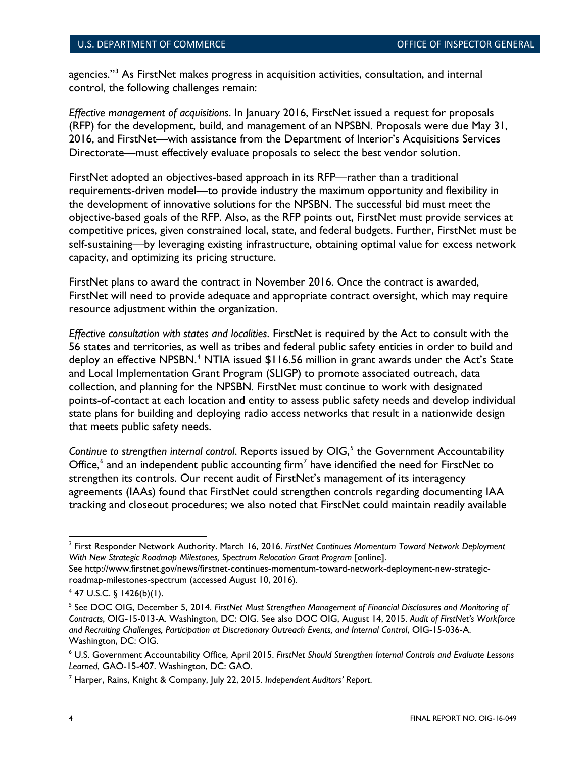agencies."[3] As FirstNet makes progress in acquisition activities, consultation, and internal control, the following challenges remain:

*Effective management of acquisitions*. In January 2016, FirstNet issued a request for proposals (RFP) for the development, build, and management of an NPSBN. Proposals were due May 31, 2016, and FirstNet—with assistance from the Department of Interior's Acquisitions Services Directorate—must effectively evaluate proposals to select the best vendor solution.

FirstNet adopted an objectives-based approach in its RFP—rather than a traditional requirements-driven model—to provide industry the maximum opportunity and flexibility in the development of innovative solutions for the NPSBN. The successful bid must meet the objective-based goals of the RFP. Also, as the RFP points out, FirstNet must provide services at competitive prices, given constrained local, state, and federal budgets. Further, FirstNet must be self-sustaining—by leveraging existing infrastructure, obtaining optimal value for excess network capacity, and optimizing its pricing structure.

FirstNet plans to award the contract in November 2016. Once the contract is awarded, FirstNet will need to provide adequate and appropriate contract oversight, which may require resource adjustment within the organization.

*Effective consultation with states and localities*. FirstNet is required by the Act to consult with the 56 states and territories, as well as tribes and federal public safety entities in order to build and deploy an effective NPSBN.[4] NTIA issued $116.56 million in grant awards under the Act's State and Local Implementation Grant Program (SLIGP) to promote associated outreach, data collection, and planning for the NPSBN. FirstNet must continue to work with designated points-of-contact at each location and entity to assess public safety needs and develop individual state plans for building and deploying radio access networks that result in a nationwide design that meets public safety needs.

*Continue to strengthen internal control*. Reports issued by OIG,[5] the Government Accountability Office,[6] and an independent public accounting firm[7] have identified the need for FirstNet to strengthen its controls. Our recent audit of FirstNet's management of its interagency agreements (IAAs) found that FirstNet could strengthen controls regarding documenting IAA tracking and closeout procedures; we also noted that FirstNet could maintain readily available

---

[3] First Responder Network Authority. March 16, 2016. *FirstNet Continues Momentum Toward Network Deployment With New Strategic Roadmap Milestones, Spectrum Relocation Grant Program* [online]. See http://www.firstnet.gov/news/firstnet-continues-momentum-toward-network-deployment-new-strategic-roadmap-milestones-spectrum (accessed August 10, 2016).

[4] 47 U.S.C. § 1426(b)(1).

[5] See DOC OIG, December 5, 2014. *FirstNet Must Strengthen Management of Financial Disclosures and Monitoring of Contracts*, OIG-15-013-A. Washington, DC: OIG. See also DOC OIG, August 14, 2015. *Audit of FirstNet's Workforce and Recruiting Challenges, Participation at Discretionary Outreach Events, and Internal Control*, OIG-15-036-A. Washington, DC: OIG.

[6] U.S. Government Accountability Office, April 2015. *FirstNet Should Strengthen Internal Controls and Evaluate Lessons Learned*, GAO-15-407. Washington, DC: GAO.

[7] Harper, Rains, Knight & Company, July 22, 2015. *Independent Auditors' Report*.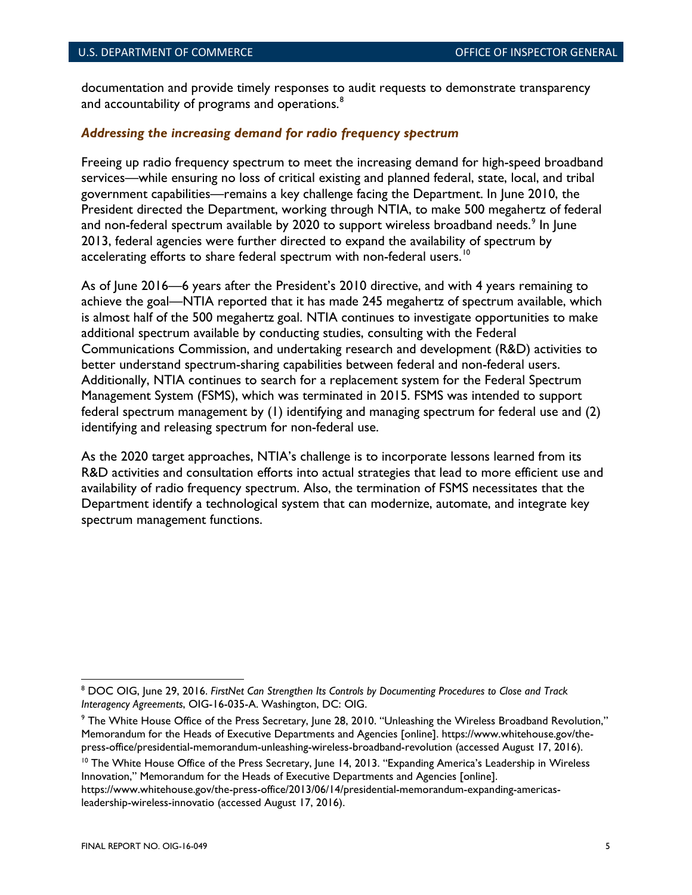documentation and provide timely responses to audit requests to demonstrate transparency and accountability of programs and operations.[8]

### *Addressing the increasing demand for radio frequency spectrum*

Freeing up radio frequency spectrum to meet the increasing demand for high-speed broadband services—while ensuring no loss of critical existing and planned federal, state, local, and tribal government capabilities—remains a key challenge facing the Department. In June 2010, the President directed the Department, working through NTIA, to make 500 megahertz of federal and non-federal spectrum available by 2020 to support wireless broadband needs.[9] In June 2013, federal agencies were further directed to expand the availability of spectrum by accelerating efforts to share federal spectrum with non-federal users.[10]

As of June 2016—6 years after the President's 2010 directive, and with 4 years remaining to achieve the goal—NTIA reported that it has made 245 megahertz of spectrum available, which is almost half of the 500 megahertz goal. NTIA continues to investigate opportunities to make additional spectrum available by conducting studies, consulting with the Federal Communications Commission, and undertaking research and development (R&D) activities to better understand spectrum-sharing capabilities between federal and non-federal users. Additionally, NTIA continues to search for a replacement system for the Federal Spectrum Management System (FSMS), which was terminated in 2015. FSMS was intended to support federal spectrum management by (1) identifying and managing spectrum for federal use and (2) identifying and releasing spectrum for non-federal use.

As the 2020 target approaches, NTIA's challenge is to incorporate lessons learned from its R&D activities and consultation efforts into actual strategies that lead to more efficient use and availability of radio frequency spectrum. Also, the termination of FSMS necessitates that the Department identify a technological system that can modernize, automate, and integrate key spectrum management functions.

---

[8] DOC OIG, June 29, 2016. *FirstNet Can Strengthen Its Controls by Documenting Procedures to Close and Track Interagency Agreements*, OIG-16-035-A. Washington, DC: OIG.

[9] The White House Office of the Press Secretary, June 28, 2010. "Unleashing the Wireless Broadband Revolution," Memorandum for the Heads of Executive Departments and Agencies [online]. https://www.whitehouse.gov/the-press-office/presidential-memorandum-unleashing-wireless-broadband-revolution (accessed August 17, 2016).

[10] The White House Office of the Press Secretary, June 14, 2013. "Expanding America's Leadership in Wireless Innovation," Memorandum for the Heads of Executive Departments and Agencies [online]. https://www.whitehouse.gov/the-press-office/2013/06/14/presidential-memorandum-expanding-americas-leadership-wireless-innovatio (accessed August 17, 2016).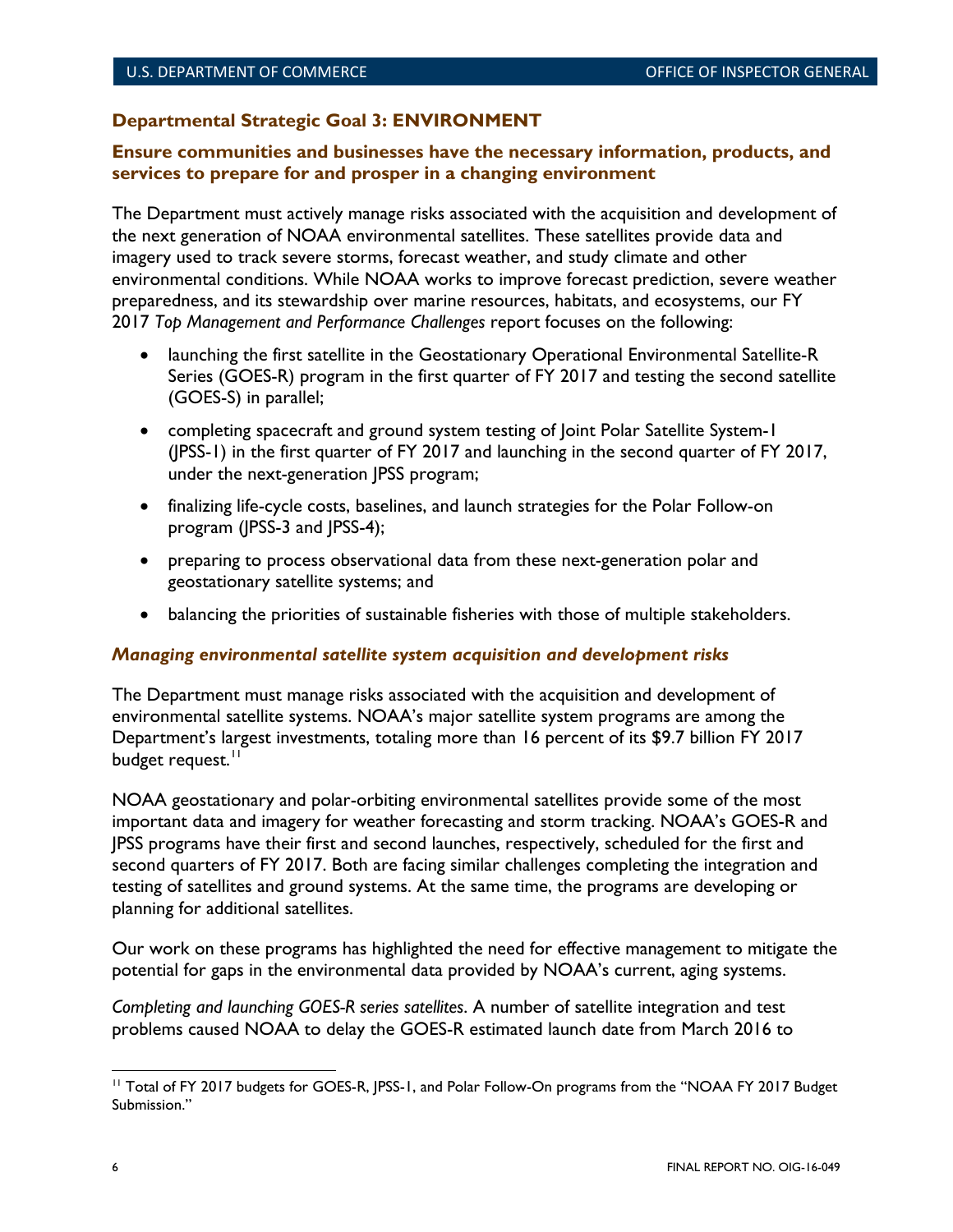## Departmental Strategic Goal 3: ENVIRONMENT

### Ensure communities and businesses have the necessary information, products, and services to prepare for and prosper in a changing environment

The Department must actively manage risks associated with the acquisition and development of the next generation of NOAA environmental satellites. These satellites provide data and imagery used to track severe storms, forecast weather, and study climate and other environmental conditions. While NOAA works to improve forecast prediction, severe weather preparedness, and its stewardship over marine resources, habitats, and ecosystems, our FY 2017 *Top Management and Performance Challenges* report focuses on the following:

- launching the first satellite in the Geostationary Operational Environmental Satellite-R Series (GOES-R) program in the first quarter of FY 2017 and testing the second satellite (GOES-S) in parallel;
- completing spacecraft and ground system testing of Joint Polar Satellite System-1 (JPSS-1) in the first quarter of FY 2017 and launching in the second quarter of FY 2017, under the next-generation JPSS program;
- finalizing life-cycle costs, baselines, and launch strategies for the Polar Follow-on program (JPSS-3 and JPSS-4);
- preparing to process observational data from these next-generation polar and geostationary satellite systems; and
- balancing the priorities of sustainable fisheries with those of multiple stakeholders.

### *Managing environmental satellite system acquisition and development risks*

The Department must manage risks associated with the acquisition and development of environmental satellite systems. NOAA's major satellite system programs are among the Department's largest investments, totaling more than 16 percent of its $9.7 billion FY 2017 budget request.[11]

NOAA geostationary and polar-orbiting environmental satellites provide some of the most important data and imagery for weather forecasting and storm tracking. NOAA's GOES-R and JPSS programs have their first and second launches, respectively, scheduled for the first and second quarters of FY 2017. Both are facing similar challenges completing the integration and testing of satellites and ground systems. At the same time, the programs are developing or planning for additional satellites.

Our work on these programs has highlighted the need for effective management to mitigate the potential for gaps in the environmental data provided by NOAA's current, aging systems.

*Completing and launching GOES-R series satellites*. A number of satellite integration and test problems caused NOAA to delay the GOES-R estimated launch date from March 2016 to

[11] Total of FY 2017 budgets for GOES-R, JPSS-1, and Polar Follow-On programs from the "NOAA FY 2017 Budget Submission."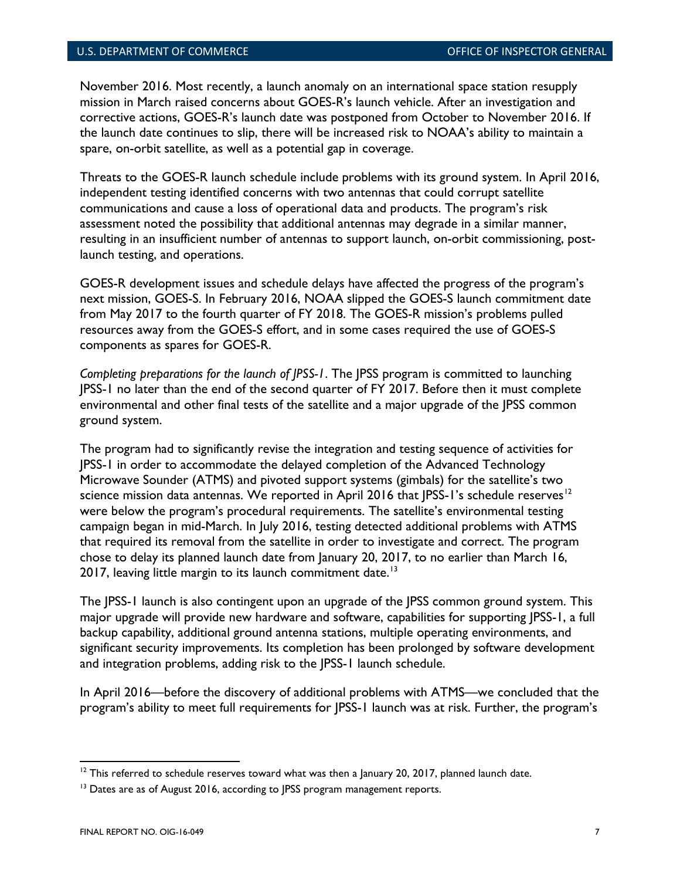November 2016. Most recently, a launch anomaly on an international space station resupply mission in March raised concerns about GOES-R's launch vehicle. After an investigation and corrective actions, GOES-R's launch date was postponed from October to November 2016. If the launch date continues to slip, there will be increased risk to NOAA's ability to maintain a spare, on-orbit satellite, as well as a potential gap in coverage.

Threats to the GOES-R launch schedule include problems with its ground system. In April 2016, independent testing identified concerns with two antennas that could corrupt satellite communications and cause a loss of operational data and products. The program's risk assessment noted the possibility that additional antennas may degrade in a similar manner, resulting in an insufficient number of antennas to support launch, on-orbit commissioning, post-launch testing, and operations.

GOES-R development issues and schedule delays have affected the progress of the program's next mission, GOES-S. In February 2016, NOAA slipped the GOES-S launch commitment date from May 2017 to the fourth quarter of FY 2018. The GOES-R mission's problems pulled resources away from the GOES-S effort, and in some cases required the use of GOES-S components as spares for GOES-R.

*Completing preparations for the launch of JPSS-1*. The JPSS program is committed to launching JPSS-1 no later than the end of the second quarter of FY 2017. Before then it must complete environmental and other final tests of the satellite and a major upgrade of the JPSS common ground system.

The program had to significantly revise the integration and testing sequence of activities for JPSS-1 in order to accommodate the delayed completion of the Advanced Technology Microwave Sounder (ATMS) and pivoted support systems (gimbals) for the satellite's two science mission data antennas. We reported in April 2016 that JPSS-1's schedule reserves[12] were below the program's procedural requirements. The satellite's environmental testing campaign began in mid-March. In July 2016, testing detected additional problems with ATMS that required its removal from the satellite in order to investigate and correct. The program chose to delay its planned launch date from January 20, 2017, to no earlier than March 16, 2017, leaving little margin to its launch commitment date.[13]

The JPSS-1 launch is also contingent upon an upgrade of the JPSS common ground system. This major upgrade will provide new hardware and software, capabilities for supporting JPSS-1, a full backup capability, additional ground antenna stations, multiple operating environments, and significant security improvements. Its completion has been prolonged by software development and integration problems, adding risk to the JPSS-1 launch schedule.

In April 2016—before the discovery of additional problems with ATMS—we concluded that the program's ability to meet full requirements for JPSS-1 launch was at risk. Further, the program's

---

[12] This referred to schedule reserves toward what was then a January 20, 2017, planned launch date.

[13] Dates are as of August 2016, according to JPSS program management reports.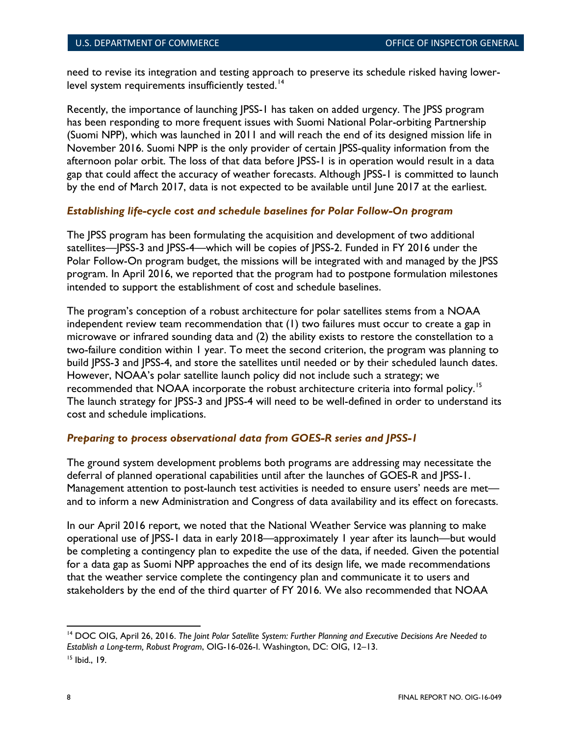need to revise its integration and testing approach to preserve its schedule risked having lower-level system requirements insufficiently tested.[14]

Recently, the importance of launching JPSS-1 has taken on added urgency. The JPSS program has been responding to more frequent issues with Suomi National Polar-orbiting Partnership (Suomi NPP), which was launched in 2011 and will reach the end of its designed mission life in November 2016. Suomi NPP is the only provider of certain JPSS-quality information from the afternoon polar orbit. The loss of that data before JPSS-1 is in operation would result in a data gap that could affect the accuracy of weather forecasts. Although JPSS-1 is committed to launch by the end of March 2017, data is not expected to be available until June 2017 at the earliest.

### *Establishing life-cycle cost and schedule baselines for Polar Follow-On program*

The JPSS program has been formulating the acquisition and development of two additional satellites—JPSS-3 and JPSS-4—which will be copies of JPSS-2. Funded in FY 2016 under the Polar Follow-On program budget, the missions will be integrated with and managed by the JPSS program. In April 2016, we reported that the program had to postpone formulation milestones intended to support the establishment of cost and schedule baselines.

The program's conception of a robust architecture for polar satellites stems from a NOAA independent review team recommendation that (1) two failures must occur to create a gap in microwave or infrared sounding data and (2) the ability exists to restore the constellation to a two-failure condition within 1 year. To meet the second criterion, the program was planning to build JPSS-3 and JPSS-4, and store the satellites until needed or by their scheduled launch dates. However, NOAA's polar satellite launch policy did not include such a strategy; we recommended that NOAA incorporate the robust architecture criteria into formal policy.[15] The launch strategy for JPSS-3 and JPSS-4 will need to be well-defined in order to understand its cost and schedule implications.

### *Preparing to process observational data from GOES-R series and JPSS-1*

The ground system development problems both programs are addressing may necessitate the deferral of planned operational capabilities until after the launches of GOES-R and JPSS-1. Management attention to post-launch test activities is needed to ensure users' needs are met—and to inform a new Administration and Congress of data availability and its effect on forecasts.

In our April 2016 report, we noted that the National Weather Service was planning to make operational use of JPSS-1 data in early 2018—approximately 1 year after its launch—but would be completing a contingency plan to expedite the use of the data, if needed. Given the potential for a data gap as Suomi NPP approaches the end of its design life, we made recommendations that the weather service complete the contingency plan and communicate it to users and stakeholders by the end of the third quarter of FY 2016. We also recommended that NOAA

---

[14] DOC OIG, April 26, 2016. *The Joint Polar Satellite System: Further Planning and Executive Decisions Are Needed to Establish a Long-term, Robust Program*, OIG-16-026-I. Washington, DC: OIG, 12–13.

[15] Ibid., 19.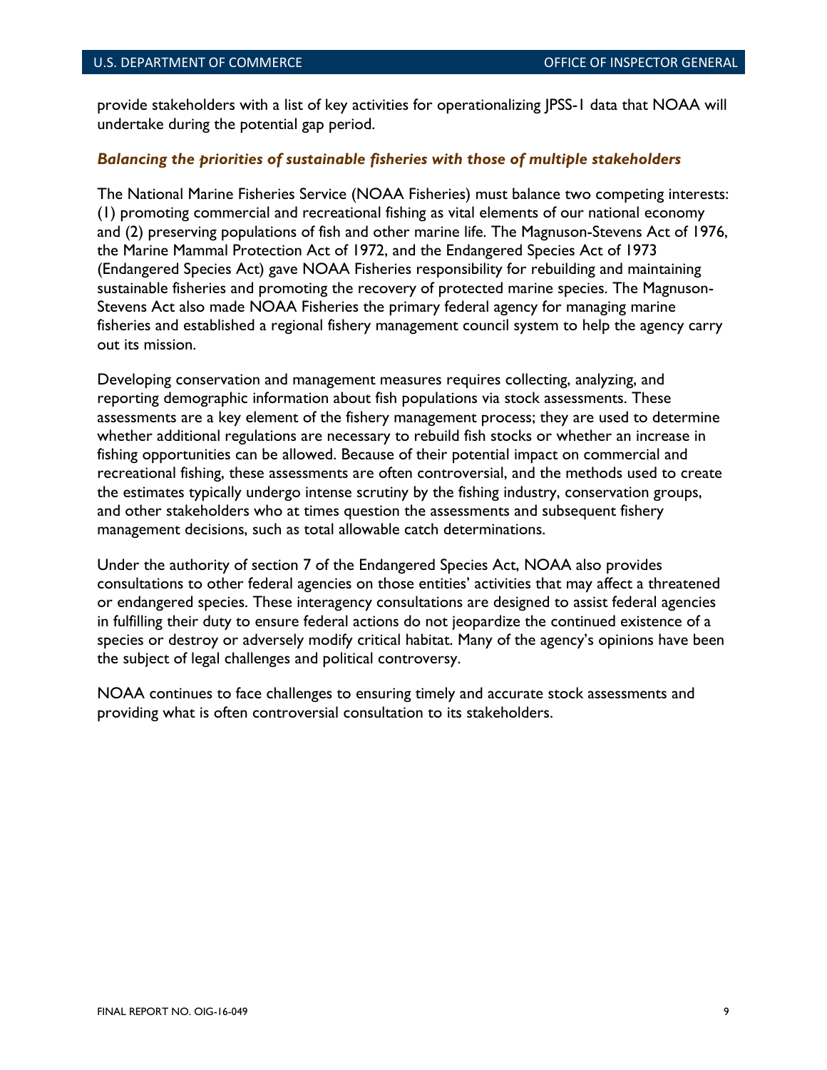provide stakeholders with a list of key activities for operationalizing JPSS-1 data that NOAA will undertake during the potential gap period.

***Balancing the priorities of sustainable fisheries with those of multiple stakeholders***

The National Marine Fisheries Service (NOAA Fisheries) must balance two competing interests: (1) promoting commercial and recreational fishing as vital elements of our national economy and (2) preserving populations of fish and other marine life. The Magnuson-Stevens Act of 1976, the Marine Mammal Protection Act of 1972, and the Endangered Species Act of 1973 (Endangered Species Act) gave NOAA Fisheries responsibility for rebuilding and maintaining sustainable fisheries and promoting the recovery of protected marine species. The Magnuson-Stevens Act also made NOAA Fisheries the primary federal agency for managing marine fisheries and established a regional fishery management council system to help the agency carry out its mission.

Developing conservation and management measures requires collecting, analyzing, and reporting demographic information about fish populations via stock assessments. These assessments are a key element of the fishery management process; they are used to determine whether additional regulations are necessary to rebuild fish stocks or whether an increase in fishing opportunities can be allowed. Because of their potential impact on commercial and recreational fishing, these assessments are often controversial, and the methods used to create the estimates typically undergo intense scrutiny by the fishing industry, conservation groups, and other stakeholders who at times question the assessments and subsequent fishery management decisions, such as total allowable catch determinations.

Under the authority of section 7 of the Endangered Species Act, NOAA also provides consultations to other federal agencies on those entities' activities that may affect a threatened or endangered species. These interagency consultations are designed to assist federal agencies in fulfilling their duty to ensure federal actions do not jeopardize the continued existence of a species or destroy or adversely modify critical habitat. Many of the agency's opinions have been the subject of legal challenges and political controversy.

NOAA continues to face challenges to ensuring timely and accurate stock assessments and providing what is often controversial consultation to its stakeholders.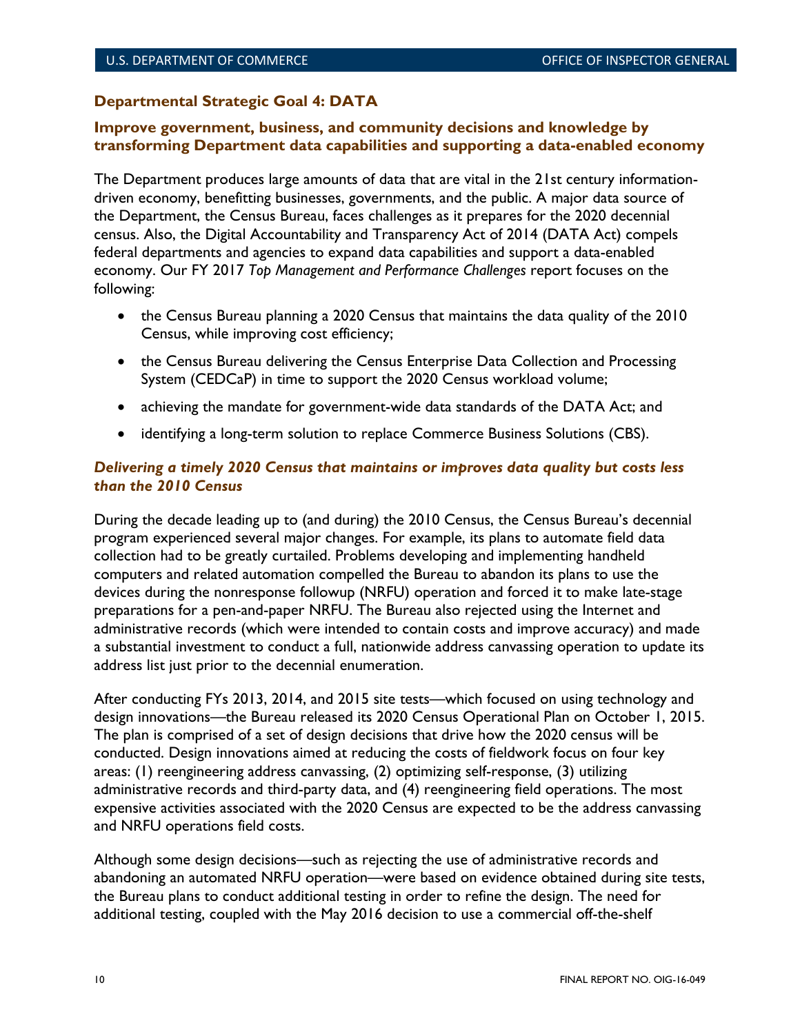### Departmental Strategic Goal 4: DATA

### Improve government, business, and community decisions and knowledge by transforming Department data capabilities and supporting a data-enabled economy

The Department produces large amounts of data that are vital in the 21st century information-driven economy, benefitting businesses, governments, and the public. A major data source of the Department, the Census Bureau, faces challenges as it prepares for the 2020 decennial census. Also, the Digital Accountability and Transparency Act of 2014 (DATA Act) compels federal departments and agencies to expand data capabilities and support a data-enabled economy. Our FY 2017 *Top Management and Performance Challenges* report focuses on the following:

- the Census Bureau planning a 2020 Census that maintains the data quality of the 2010 Census, while improving cost efficiency;
- the Census Bureau delivering the Census Enterprise Data Collection and Processing System (CEDCaP) in time to support the 2020 Census workload volume;
- achieving the mandate for government-wide data standards of the DATA Act; and
- identifying a long-term solution to replace Commerce Business Solutions (CBS).

#### *Delivering a timely 2020 Census that maintains or improves data quality but costs less than the 2010 Census*

During the decade leading up to (and during) the 2010 Census, the Census Bureau's decennial program experienced several major changes. For example, its plans to automate field data collection had to be greatly curtailed. Problems developing and implementing handheld computers and related automation compelled the Bureau to abandon its plans to use the devices during the nonresponse followup (NRFU) operation and forced it to make late-stage preparations for a pen-and-paper NRFU. The Bureau also rejected using the Internet and administrative records (which were intended to contain costs and improve accuracy) and made a substantial investment to conduct a full, nationwide address canvassing operation to update its address list just prior to the decennial enumeration.

After conducting FYs 2013, 2014, and 2015 site tests—which focused on using technology and design innovations—the Bureau released its 2020 Census Operational Plan on October 1, 2015. The plan is comprised of a set of design decisions that drive how the 2020 census will be conducted. Design innovations aimed at reducing the costs of fieldwork focus on four key areas: (1) reengineering address canvassing, (2) optimizing self-response, (3) utilizing administrative records and third-party data, and (4) reengineering field operations. The most expensive activities associated with the 2020 Census are expected to be the address canvassing and NRFU operations field costs.

Although some design decisions—such as rejecting the use of administrative records and abandoning an automated NRFU operation—were based on evidence obtained during site tests, the Bureau plans to conduct additional testing in order to refine the design. The need for additional testing, coupled with the May 2016 decision to use a commercial off-the-shelf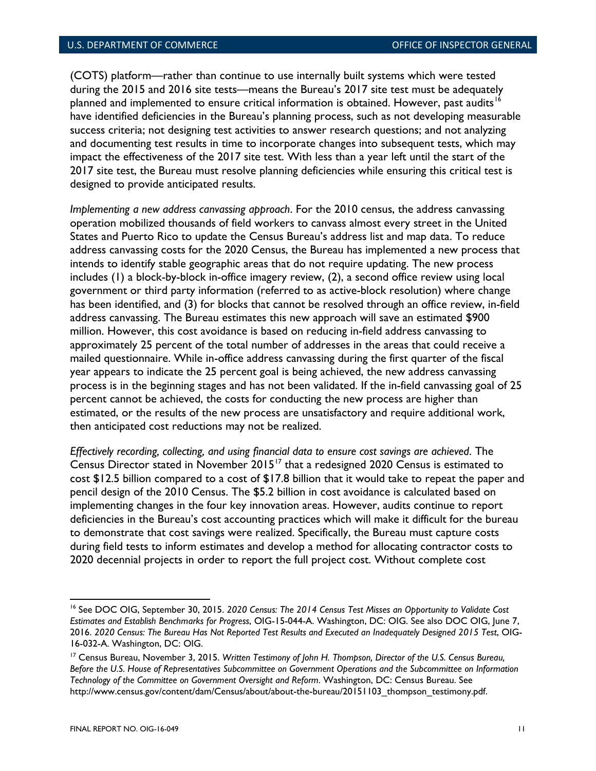(COTS) platform—rather than continue to use internally built systems which were tested during the 2015 and 2016 site tests—means the Bureau's 2017 site test must be adequately planned and implemented to ensure critical information is obtained. However, past audits[16] have identified deficiencies in the Bureau's planning process, such as not developing measurable success criteria; not designing test activities to answer research questions; and not analyzing and documenting test results in time to incorporate changes into subsequent tests, which may impact the effectiveness of the 2017 site test. With less than a year left until the start of the 2017 site test, the Bureau must resolve planning deficiencies while ensuring this critical test is designed to provide anticipated results.

*Implementing a new address canvassing approach*. For the 2010 census, the address canvassing operation mobilized thousands of field workers to canvass almost every street in the United States and Puerto Rico to update the Census Bureau's address list and map data. To reduce address canvassing costs for the 2020 Census, the Bureau has implemented a new process that intends to identify stable geographic areas that do not require updating. The new process includes (1) a block-by-block in-office imagery review, (2), a second office review using local government or third party information (referred to as active-block resolution) where change has been identified, and (3) for blocks that cannot be resolved through an office review, in-field address canvassing. The Bureau estimates this new approach will save an estimated $900 million. However, this cost avoidance is based on reducing in-field address canvassing to approximately 25 percent of the total number of addresses in the areas that could receive a mailed questionnaire. While in-office address canvassing during the first quarter of the fiscal year appears to indicate the 25 percent goal is being achieved, the new address canvassing process is in the beginning stages and has not been validated. If the in-field canvassing goal of 25 percent cannot be achieved, the costs for conducting the new process are higher than estimated, or the results of the new process are unsatisfactory and require additional work, then anticipated cost reductions may not be realized.

*Effectively recording, collecting, and using financial data to ensure cost savings are achieved*. The Census Director stated in November 2015[17] that a redesigned 2020 Census is estimated to cost $12.5 billion compared to a cost of $17.8 billion that it would take to repeat the paper and pencil design of the 2010 Census. The $5.2 billion in cost avoidance is calculated based on implementing changes in the four key innovation areas. However, audits continue to report deficiencies in the Bureau's cost accounting practices which will make it difficult for the bureau to demonstrate that cost savings were realized. Specifically, the Bureau must capture costs during field tests to inform estimates and develop a method for allocating contractor costs to 2020 decennial projects in order to report the full project cost. Without complete cost

---

[16] See DOC OIG, September 30, 2015. *2020 Census: The 2014 Census Test Misses an Opportunity to Validate Cost Estimates and Establish Benchmarks for Progress*, OIG-15-044-A. Washington, DC: OIG. See also DOC OIG, June 7, 2016. *2020 Census: The Bureau Has Not Reported Test Results and Executed an Inadequately Designed 2015 Test*, OIG-16-032-A. Washington, DC: OIG.

[17] Census Bureau, November 3, 2015. *Written Testimony of John H. Thompson, Director of the U.S. Census Bureau, Before the U.S. House of Representatives Subcommittee on Government Operations and the Subcommittee on Information Technology of the Committee on Government Oversight and Reform*. Washington, DC: Census Bureau. See http://www.census.gov/content/dam/Census/about/about-the-bureau/20151103_thompson_testimony.pdf.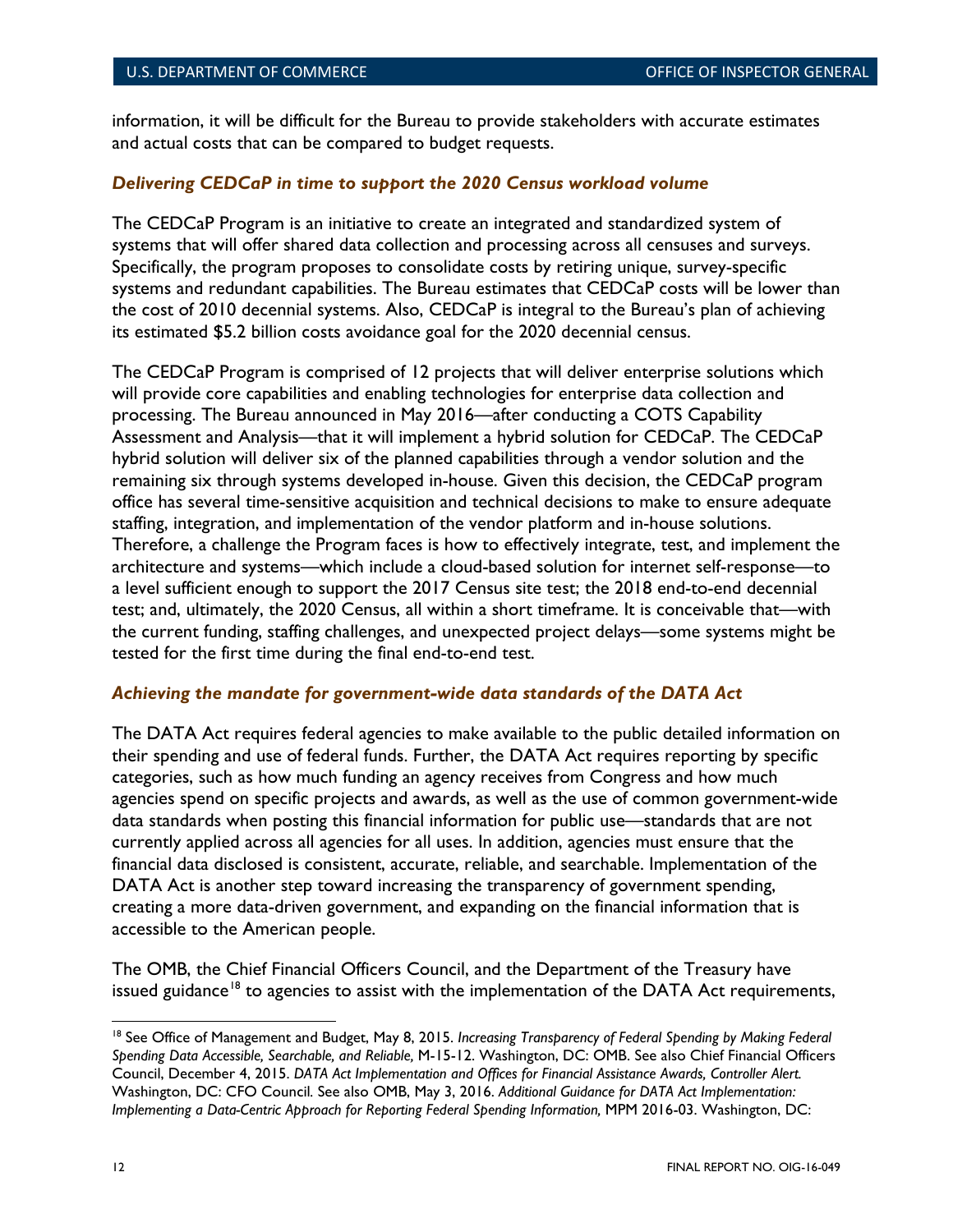information, it will be difficult for the Bureau to provide stakeholders with accurate estimates and actual costs that can be compared to budget requests.

### *Delivering CEDCaP in time to support the 2020 Census workload volume*

The CEDCaP Program is an initiative to create an integrated and standardized system of systems that will offer shared data collection and processing across all censuses and surveys. Specifically, the program proposes to consolidate costs by retiring unique, survey-specific systems and redundant capabilities. The Bureau estimates that CEDCaP costs will be lower than the cost of 2010 decennial systems. Also, CEDCaP is integral to the Bureau's plan of achieving its estimated $5.2 billion costs avoidance goal for the 2020 decennial census.

The CEDCaP Program is comprised of 12 projects that will deliver enterprise solutions which will provide core capabilities and enabling technologies for enterprise data collection and processing. The Bureau announced in May 2016—after conducting a COTS Capability Assessment and Analysis—that it will implement a hybrid solution for CEDCaP. The CEDCaP hybrid solution will deliver six of the planned capabilities through a vendor solution and the remaining six through systems developed in-house. Given this decision, the CEDCaP program office has several time-sensitive acquisition and technical decisions to make to ensure adequate staffing, integration, and implementation of the vendor platform and in-house solutions. Therefore, a challenge the Program faces is how to effectively integrate, test, and implement the architecture and systems—which include a cloud-based solution for internet self-response—to a level sufficient enough to support the 2017 Census site test; the 2018 end-to-end decennial test; and, ultimately, the 2020 Census, all within a short timeframe. It is conceivable that—with the current funding, staffing challenges, and unexpected project delays—some systems might be tested for the first time during the final end-to-end test.

### *Achieving the mandate for government-wide data standards of the DATA Act*

The DATA Act requires federal agencies to make available to the public detailed information on their spending and use of federal funds. Further, the DATA Act requires reporting by specific categories, such as how much funding an agency receives from Congress and how much agencies spend on specific projects and awards, as well as the use of common government-wide data standards when posting this financial information for public use—standards that are not currently applied across all agencies for all uses. In addition, agencies must ensure that the financial data disclosed is consistent, accurate, reliable, and searchable. Implementation of the DATA Act is another step toward increasing the transparency of government spending, creating a more data-driven government, and expanding on the financial information that is accessible to the American people.

The OMB, the Chief Financial Officers Council, and the Department of the Treasury have issued guidance[18] to agencies to assist with the implementation of the DATA Act requirements,

---

[18] See Office of Management and Budget, May 8, 2015. *Increasing Transparency of Federal Spending by Making Federal Spending Data Accessible, Searchable, and Reliable,* M-15-12. Washington, DC: OMB. See also Chief Financial Officers Council, December 4, 2015. *DATA Act Implementation and Offices for Financial Assistance Awards, Controller Alert.* Washington, DC: CFO Council. See also OMB, May 3, 2016. *Additional Guidance for DATA Act Implementation: Implementing a Data-Centric Approach for Reporting Federal Spending Information,* MPM 2016-03. Washington, DC: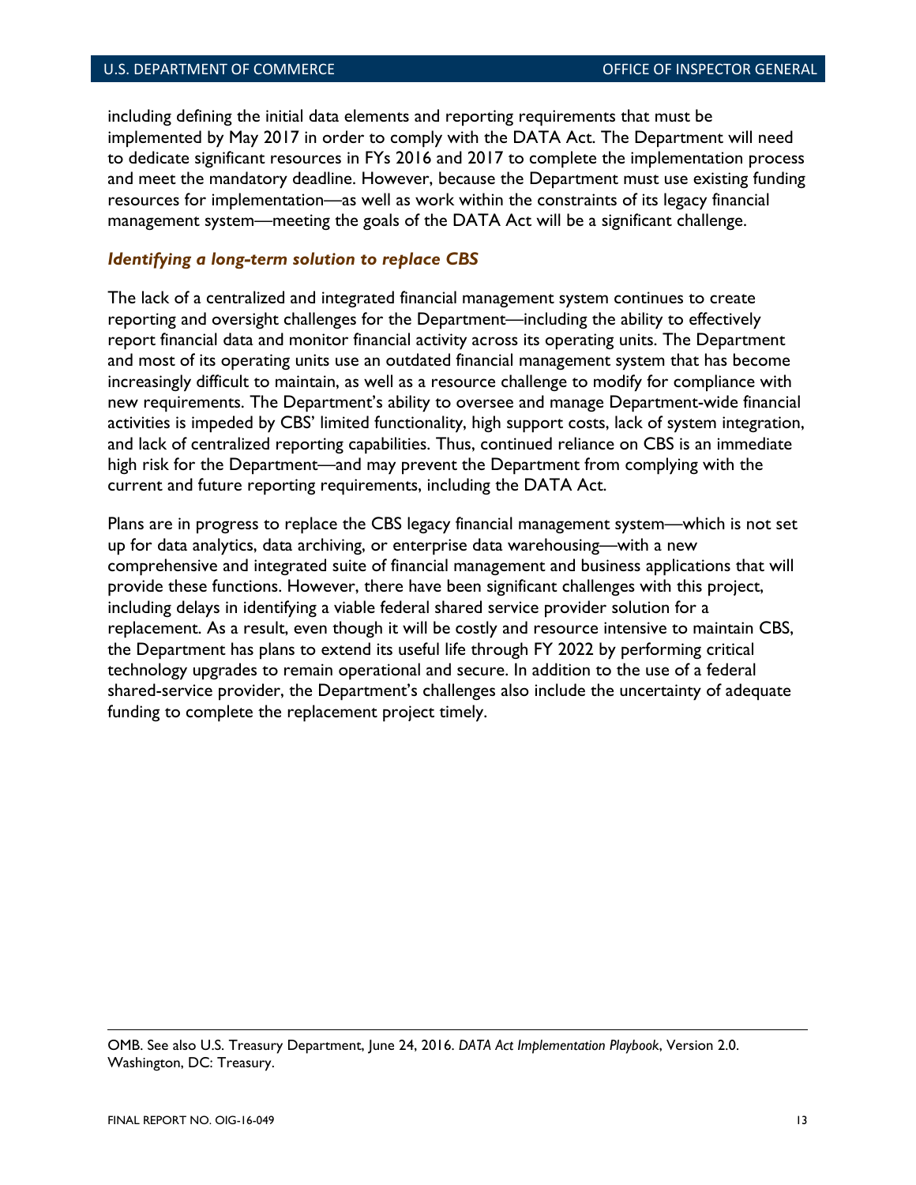including defining the initial data elements and reporting requirements that must be implemented by May 2017 in order to comply with the DATA Act. The Department will need to dedicate significant resources in FYs 2016 and 2017 to complete the implementation process and meet the mandatory deadline. However, because the Department must use existing funding resources for implementation—as well as work within the constraints of its legacy financial management system—meeting the goals of the DATA Act will be a significant challenge.

### *Identifying a long-term solution to replace CBS*

The lack of a centralized and integrated financial management system continues to create reporting and oversight challenges for the Department—including the ability to effectively report financial data and monitor financial activity across its operating units. The Department and most of its operating units use an outdated financial management system that has become increasingly difficult to maintain, as well as a resource challenge to modify for compliance with new requirements. The Department's ability to oversee and manage Department-wide financial activities is impeded by CBS' limited functionality, high support costs, lack of system integration, and lack of centralized reporting capabilities. Thus, continued reliance on CBS is an immediate high risk for the Department—and may prevent the Department from complying with the current and future reporting requirements, including the DATA Act.

Plans are in progress to replace the CBS legacy financial management system—which is not set up for data analytics, data archiving, or enterprise data warehousing—with a new comprehensive and integrated suite of financial management and business applications that will provide these functions. However, there have been significant challenges with this project, including delays in identifying a viable federal shared service provider solution for a replacement. As a result, even though it will be costly and resource intensive to maintain CBS, the Department has plans to extend its useful life through FY 2022 by performing critical technology upgrades to remain operational and secure. In addition to the use of a federal shared-service provider, the Department's challenges also include the uncertainty of adequate funding to complete the replacement project timely.

---

OMB. See also U.S. Treasury Department, June 24, 2016. *DATA Act Implementation Playbook*, Version 2.0. Washington, DC: Treasury.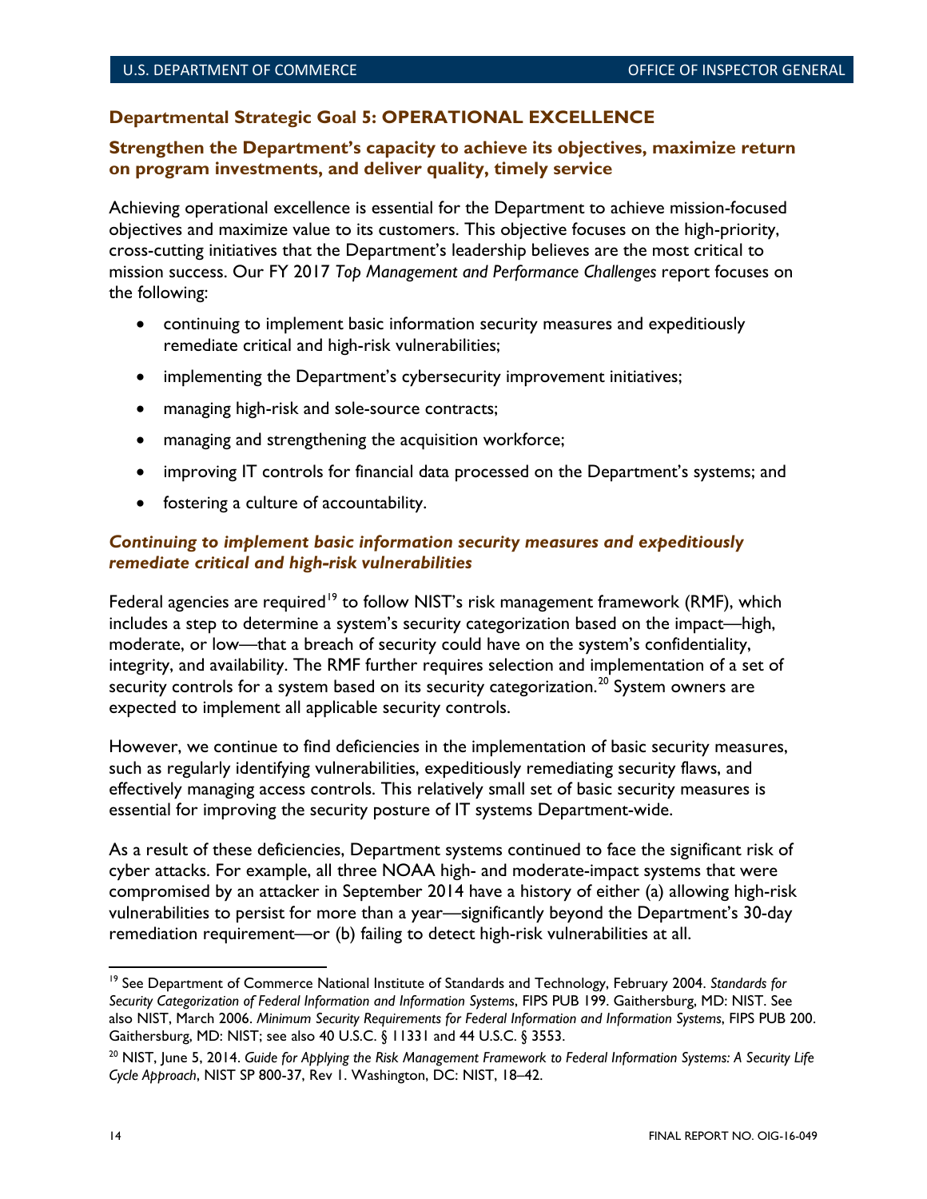## Departmental Strategic Goal 5: OPERATIONAL EXCELLENCE

### Strengthen the Department's capacity to achieve its objectives, maximize return on program investments, and deliver quality, timely service

Achieving operational excellence is essential for the Department to achieve mission-focused objectives and maximize value to its customers. This objective focuses on the high-priority, cross-cutting initiatives that the Department's leadership believes are the most critical to mission success. Our FY 2017 *Top Management and Performance Challenges* report focuses on the following:

- continuing to implement basic information security measures and expeditiously remediate critical and high-risk vulnerabilities;
- implementing the Department's cybersecurity improvement initiatives;
- managing high-risk and sole-source contracts;
- managing and strengthening the acquisition workforce;
- improving IT controls for financial data processed on the Department's systems; and
- fostering a culture of accountability.

### *Continuing to implement basic information security measures and expeditiously remediate critical and high-risk vulnerabilities*

Federal agencies are required[19] to follow NIST's risk management framework (RMF), which includes a step to determine a system's security categorization based on the impact—high, moderate, or low—that a breach of security could have on the system's confidentiality, integrity, and availability. The RMF further requires selection and implementation of a set of security controls for a system based on its security categorization.[20] System owners are expected to implement all applicable security controls.

However, we continue to find deficiencies in the implementation of basic security measures, such as regularly identifying vulnerabilities, expeditiously remediating security flaws, and effectively managing access controls. This relatively small set of basic security measures is essential for improving the security posture of IT systems Department-wide.

As a result of these deficiencies, Department systems continued to face the significant risk of cyber attacks. For example, all three NOAA high- and moderate-impact systems that were compromised by an attacker in September 2014 have a history of either (a) allowing high-risk vulnerabilities to persist for more than a year—significantly beyond the Department's 30-day remediation requirement—or (b) failing to detect high-risk vulnerabilities at all.

---

[19] See Department of Commerce National Institute of Standards and Technology, February 2004. *Standards for Security Categorization of Federal Information and Information Systems*, FIPS PUB 199. Gaithersburg, MD: NIST. See also NIST, March 2006. *Minimum Security Requirements for Federal Information and Information Systems*, FIPS PUB 200. Gaithersburg, MD: NIST; see also 40 U.S.C. § 11331 and 44 U.S.C. § 3553.

[20] NIST, June 5, 2014. *Guide for Applying the Risk Management Framework to Federal Information Systems: A Security Life Cycle Approach*, NIST SP 800-37, Rev 1. Washington, DC: NIST, 18–42.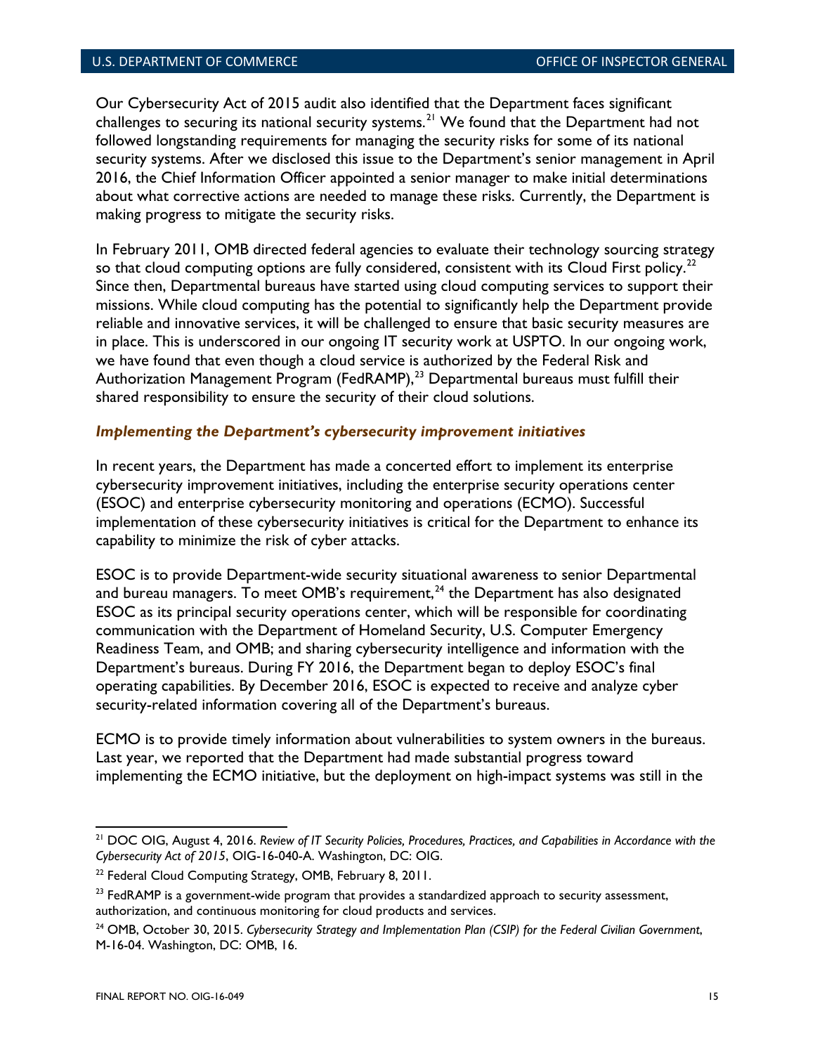Our Cybersecurity Act of 2015 audit also identified that the Department faces significant challenges to securing its national security systems.[21] We found that the Department had not followed longstanding requirements for managing the security risks for some of its national security systems. After we disclosed this issue to the Department's senior management in April 2016, the Chief Information Officer appointed a senior manager to make initial determinations about what corrective actions are needed to manage these risks. Currently, the Department is making progress to mitigate the security risks.

In February 2011, OMB directed federal agencies to evaluate their technology sourcing strategy so that cloud computing options are fully considered, consistent with its Cloud First policy.[22] Since then, Departmental bureaus have started using cloud computing services to support their missions. While cloud computing has the potential to significantly help the Department provide reliable and innovative services, it will be challenged to ensure that basic security measures are in place. This is underscored in our ongoing IT security work at USPTO. In our ongoing work, we have found that even though a cloud service is authorized by the Federal Risk and Authorization Management Program (FedRAMP),[23] Departmental bureaus must fulfill their shared responsibility to ensure the security of their cloud solutions.

### *Implementing the Department's cybersecurity improvement initiatives*

In recent years, the Department has made a concerted effort to implement its enterprise cybersecurity improvement initiatives, including the enterprise security operations center (ESOC) and enterprise cybersecurity monitoring and operations (ECMO). Successful implementation of these cybersecurity initiatives is critical for the Department to enhance its capability to minimize the risk of cyber attacks.

ESOC is to provide Department-wide security situational awareness to senior Departmental and bureau managers. To meet OMB's requirement,[24] the Department has also designated ESOC as its principal security operations center, which will be responsible for coordinating communication with the Department of Homeland Security, U.S. Computer Emergency Readiness Team, and OMB; and sharing cybersecurity intelligence and information with the Department's bureaus. During FY 2016, the Department began to deploy ESOC's final operating capabilities. By December 2016, ESOC is expected to receive and analyze cyber security-related information covering all of the Department's bureaus.

ECMO is to provide timely information about vulnerabilities to system owners in the bureaus. Last year, we reported that the Department had made substantial progress toward implementing the ECMO initiative, but the deployment on high-impact systems was still in the

---

[21] DOC OIG, August 4, 2016. *Review of IT Security Policies, Procedures, Practices, and Capabilities in Accordance with the Cybersecurity Act of 2015*, OIG-16-040-A. Washington, DC: OIG.

[22] Federal Cloud Computing Strategy, OMB, February 8, 2011.

[23] FedRAMP is a government-wide program that provides a standardized approach to security assessment, authorization, and continuous monitoring for cloud products and services.

[24] OMB, October 30, 2015. *Cybersecurity Strategy and Implementation Plan (CSIP) for the Federal Civilian Government*, M-16-04. Washington, DC: OMB, 16.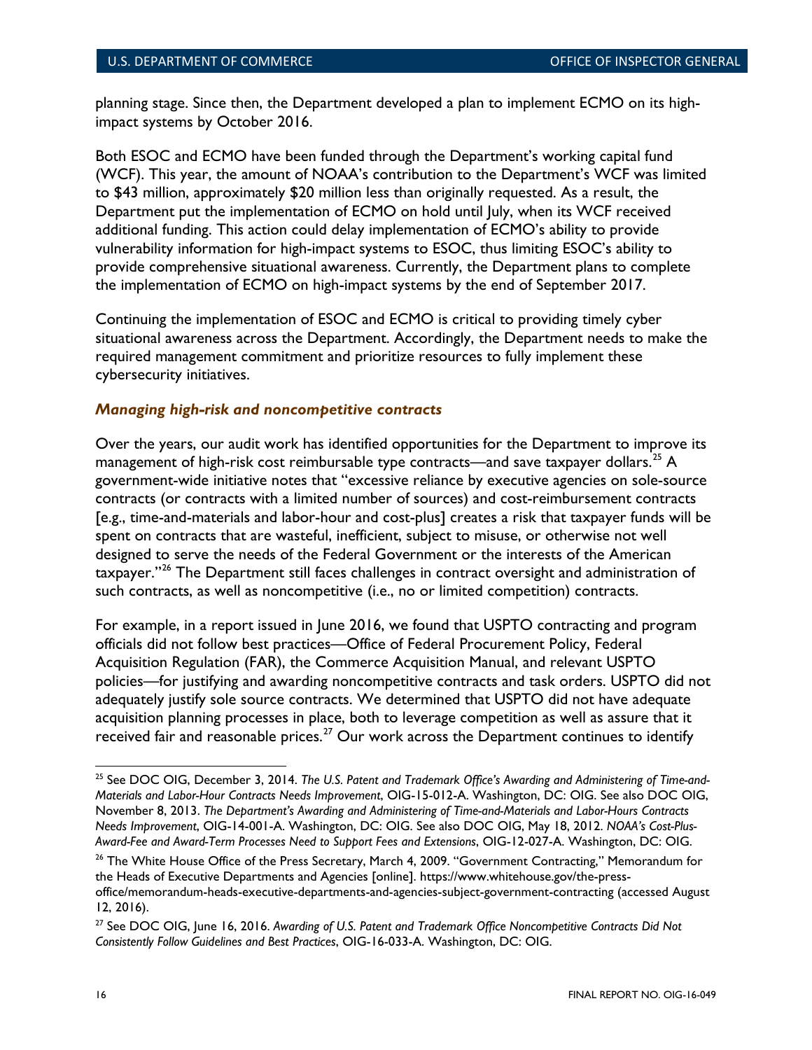planning stage. Since then, the Department developed a plan to implement ECMO on its high-impact systems by October 2016.

Both ESOC and ECMO have been funded through the Department's working capital fund (WCF). This year, the amount of NOAA's contribution to the Department's WCF was limited to $43 million, approximately $20 million less than originally requested. As a result, the Department put the implementation of ECMO on hold until July, when its WCF received additional funding. This action could delay implementation of ECMO's ability to provide vulnerability information for high-impact systems to ESOC, thus limiting ESOC's ability to provide comprehensive situational awareness. Currently, the Department plans to complete the implementation of ECMO on high-impact systems by the end of September 2017.

Continuing the implementation of ESOC and ECMO is critical to providing timely cyber situational awareness across the Department. Accordingly, the Department needs to make the required management commitment and prioritize resources to fully implement these cybersecurity initiatives.

### *Managing high-risk and noncompetitive contracts*

Over the years, our audit work has identified opportunities for the Department to improve its management of high-risk cost reimbursable type contracts—and save taxpayer dollars.[25] A government-wide initiative notes that "excessive reliance by executive agencies on sole-source contracts (or contracts with a limited number of sources) and cost-reimbursement contracts [e.g., time-and-materials and labor-hour and cost-plus] creates a risk that taxpayer funds will be spent on contracts that are wasteful, inefficient, subject to misuse, or otherwise not well designed to serve the needs of the Federal Government or the interests of the American taxpayer."[26] The Department still faces challenges in contract oversight and administration of such contracts, as well as noncompetitive (i.e., no or limited competition) contracts.

For example, in a report issued in June 2016, we found that USPTO contracting and program officials did not follow best practices—Office of Federal Procurement Policy, Federal Acquisition Regulation (FAR), the Commerce Acquisition Manual, and relevant USPTO policies—for justifying and awarding noncompetitive contracts and task orders. USPTO did not adequately justify sole source contracts. We determined that USPTO did not have adequate acquisition planning processes in place, both to leverage competition as well as assure that it received fair and reasonable prices.[27] Our work across the Department continues to identify

---

[25] See DOC OIG, December 3, 2014. *The U.S. Patent and Trademark Office's Awarding and Administering of Time-and-Materials and Labor-Hour Contracts Needs Improvement*, OIG-15-012-A. Washington, DC: OIG. See also DOC OIG, November 8, 2013. *The Department's Awarding and Administering of Time-and-Materials and Labor-Hours Contracts Needs Improvement*, OIG-14-001-A. Washington, DC: OIG. See also DOC OIG, May 18, 2012. *NOAA's Cost-Plus-Award-Fee and Award-Term Processes Need to Support Fees and Extensions*, OIG-12-027-A. Washington, DC: OIG.

[26] The White House Office of the Press Secretary, March 4, 2009. "Government Contracting," Memorandum for the Heads of Executive Departments and Agencies [online]. https://www.whitehouse.gov/the-press-office/memorandum-heads-executive-departments-and-agencies-subject-government-contracting (accessed August 12, 2016).

[27] See DOC OIG, June 16, 2016. *Awarding of U.S. Patent and Trademark Office Noncompetitive Contracts Did Not Consistently Follow Guidelines and Best Practices*, OIG-16-033-A. Washington, DC: OIG.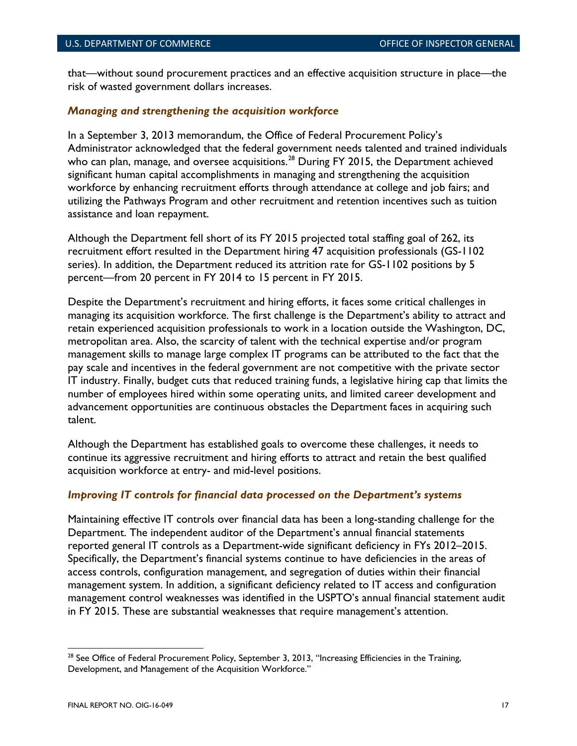that—without sound procurement practices and an effective acquisition structure in place—the risk of wasted government dollars increases.

### *Managing and strengthening the acquisition workforce*

In a September 3, 2013 memorandum, the Office of Federal Procurement Policy's Administrator acknowledged that the federal government needs talented and trained individuals who can plan, manage, and oversee acquisitions.[28] During FY 2015, the Department achieved significant human capital accomplishments in managing and strengthening the acquisition workforce by enhancing recruitment efforts through attendance at college and job fairs; and utilizing the Pathways Program and other recruitment and retention incentives such as tuition assistance and loan repayment.

Although the Department fell short of its FY 2015 projected total staffing goal of 262, its recruitment effort resulted in the Department hiring 47 acquisition professionals (GS-1102 series). In addition, the Department reduced its attrition rate for GS-1102 positions by 5 percent—from 20 percent in FY 2014 to 15 percent in FY 2015.

Despite the Department's recruitment and hiring efforts, it faces some critical challenges in managing its acquisition workforce. The first challenge is the Department's ability to attract and retain experienced acquisition professionals to work in a location outside the Washington, DC, metropolitan area. Also, the scarcity of talent with the technical expertise and/or program management skills to manage large complex IT programs can be attributed to the fact that the pay scale and incentives in the federal government are not competitive with the private sector IT industry. Finally, budget cuts that reduced training funds, a legislative hiring cap that limits the number of employees hired within some operating units, and limited career development and advancement opportunities are continuous obstacles the Department faces in acquiring such talent.

Although the Department has established goals to overcome these challenges, it needs to continue its aggressive recruitment and hiring efforts to attract and retain the best qualified acquisition workforce at entry- and mid-level positions.

### *Improving IT controls for financial data processed on the Department's systems*

Maintaining effective IT controls over financial data has been a long-standing challenge for the Department. The independent auditor of the Department's annual financial statements reported general IT controls as a Department-wide significant deficiency in FYs 2012–2015. Specifically, the Department's financial systems continue to have deficiencies in the areas of access controls, configuration management, and segregation of duties within their financial management system. In addition, a significant deficiency related to IT access and configuration management control weaknesses was identified in the USPTO's annual financial statement audit in FY 2015. These are substantial weaknesses that require management's attention.

---

[28] See Office of Federal Procurement Policy, September 3, 2013, "Increasing Efficiencies in the Training, Development, and Management of the Acquisition Workforce."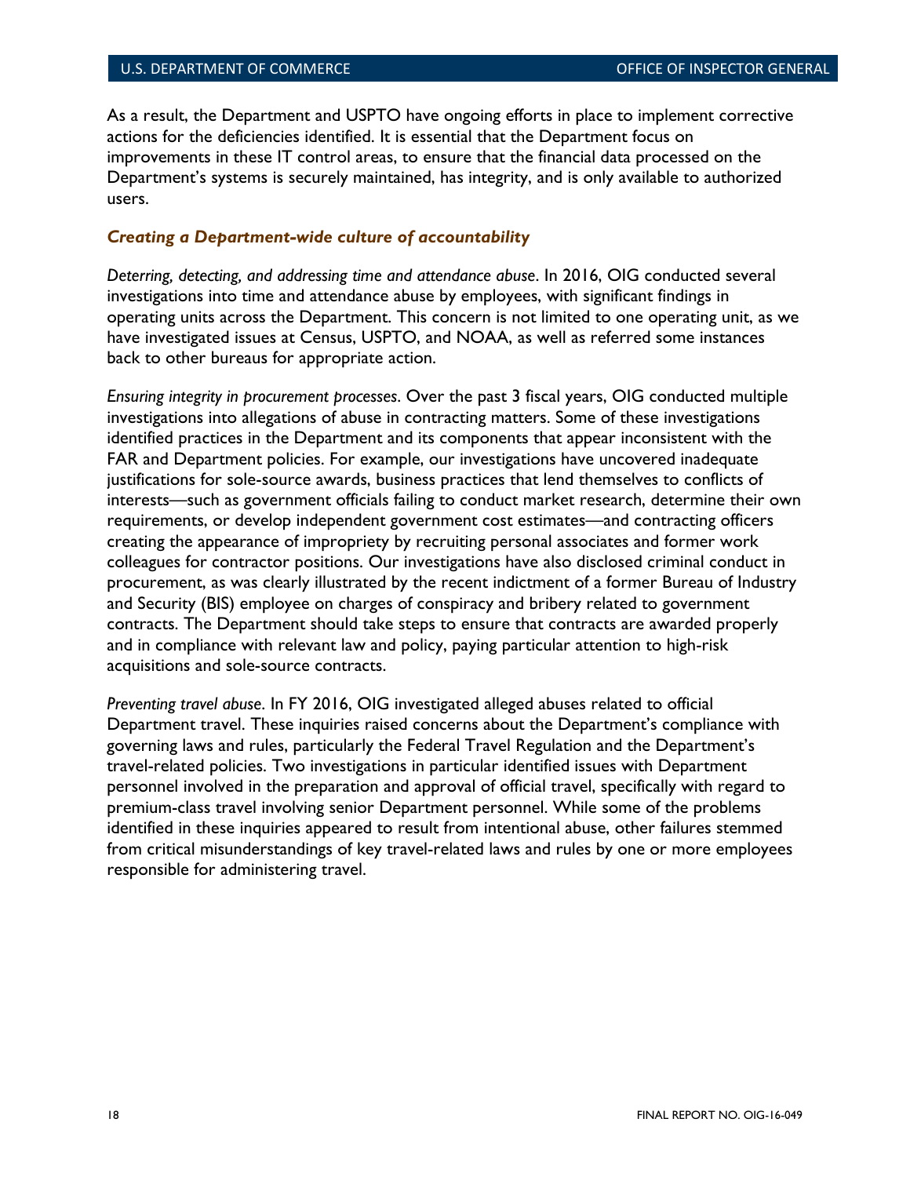As a result, the Department and USPTO have ongoing efforts in place to implement corrective actions for the deficiencies identified. It is essential that the Department focus on improvements in these IT control areas, to ensure that the financial data processed on the Department's systems is securely maintained, has integrity, and is only available to authorized users.

### *Creating a Department-wide culture of accountability*

*Deterring, detecting, and addressing time and attendance abuse*. In 2016, OIG conducted several investigations into time and attendance abuse by employees, with significant findings in operating units across the Department. This concern is not limited to one operating unit, as we have investigated issues at Census, USPTO, and NOAA, as well as referred some instances back to other bureaus for appropriate action.

*Ensuring integrity in procurement processes*. Over the past 3 fiscal years, OIG conducted multiple investigations into allegations of abuse in contracting matters. Some of these investigations identified practices in the Department and its components that appear inconsistent with the FAR and Department policies. For example, our investigations have uncovered inadequate justifications for sole-source awards, business practices that lend themselves to conflicts of interests—such as government officials failing to conduct market research, determine their own requirements, or develop independent government cost estimates—and contracting officers creating the appearance of impropriety by recruiting personal associates and former work colleagues for contractor positions. Our investigations have also disclosed criminal conduct in procurement, as was clearly illustrated by the recent indictment of a former Bureau of Industry and Security (BIS) employee on charges of conspiracy and bribery related to government contracts. The Department should take steps to ensure that contracts are awarded properly and in compliance with relevant law and policy, paying particular attention to high-risk acquisitions and sole-source contracts.

*Preventing travel abuse*. In FY 2016, OIG investigated alleged abuses related to official Department travel. These inquiries raised concerns about the Department's compliance with governing laws and rules, particularly the Federal Travel Regulation and the Department's travel-related policies. Two investigations in particular identified issues with Department personnel involved in the preparation and approval of official travel, specifically with regard to premium-class travel involving senior Department personnel. While some of the problems identified in these inquiries appeared to result from intentional abuse, other failures stemmed from critical misunderstandings of key travel-related laws and rules by one or more employees responsible for administering travel.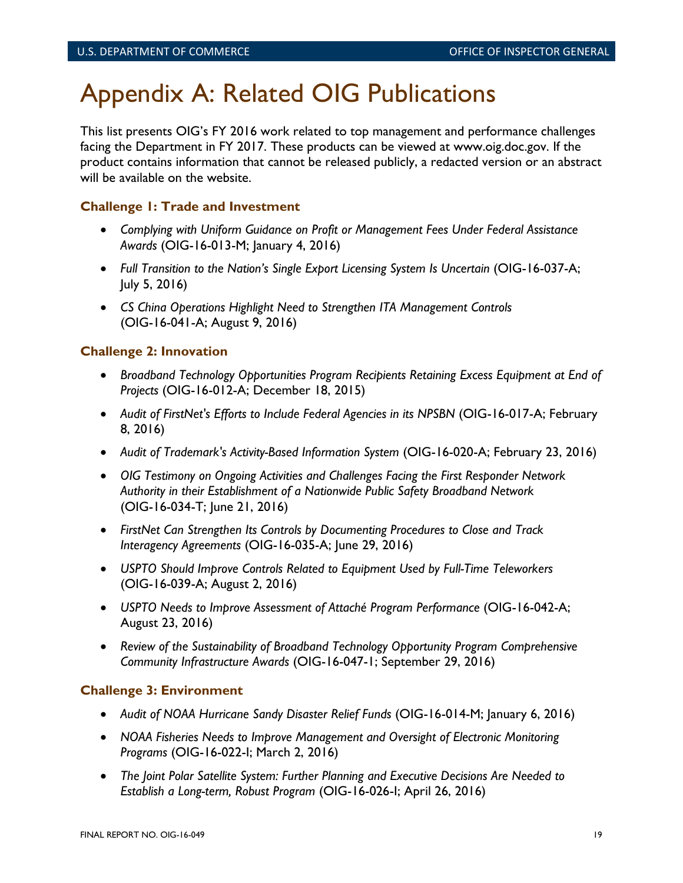# Appendix A: Related OIG Publications

This list presents OIG's FY 2016 work related to top management and performance challenges facing the Department in FY 2017. These products can be viewed at www.oig.doc.gov. If the product contains information that cannot be released publicly, a redacted version or an abstract will be available on the website.

### Challenge 1: Trade and Investment

- *Complying with Uniform Guidance on Profit or Management Fees Under Federal Assistance Awards* (OIG-16-013-M; January 4, 2016)
- *Full Transition to the Nation's Single Export Licensing System Is Uncertain* (OIG-16-037-A; July 5, 2016)
- *CS China Operations Highlight Need to Strengthen ITA Management Controls* (OIG-16-041-A; August 9, 2016)

### Challenge 2: Innovation

- *Broadband Technology Opportunities Program Recipients Retaining Excess Equipment at End of Projects* (OIG-16-012-A; December 18, 2015)
- *Audit of FirstNet's Efforts to Include Federal Agencies in its NPSBN* (OIG-16-017-A; February 8, 2016)
- *Audit of Trademark's Activity-Based Information System* (OIG-16-020-A; February 23, 2016)
- *OIG Testimony on Ongoing Activities and Challenges Facing the First Responder Network Authority in their Establishment of a Nationwide Public Safety Broadband Network* (OIG-16-034-T; June 21, 2016)
- *FirstNet Can Strengthen Its Controls by Documenting Procedures to Close and Track Interagency Agreements* (OIG-16-035-A; June 29, 2016)
- *USPTO Should Improve Controls Related to Equipment Used by Full-Time Teleworkers* (OIG-16-039-A; August 2, 2016)
- *USPTO Needs to Improve Assessment of Attaché Program Performance* (OIG-16-042-A; August 23, 2016)
- *Review of the Sustainability of Broadband Technology Opportunity Program Comprehensive Community Infrastructure Awards* (OIG-16-047-1; September 29, 2016)

### Challenge 3: Environment

- *Audit of NOAA Hurricane Sandy Disaster Relief Funds* (OIG-16-014-M; January 6, 2016)
- *NOAA Fisheries Needs to Improve Management and Oversight of Electronic Monitoring Programs* (OIG-16-022-I; March 2, 2016)
- *The Joint Polar Satellite System: Further Planning and Executive Decisions Are Needed to Establish a Long-term, Robust Program* (OIG-16-026-I; April 26, 2016)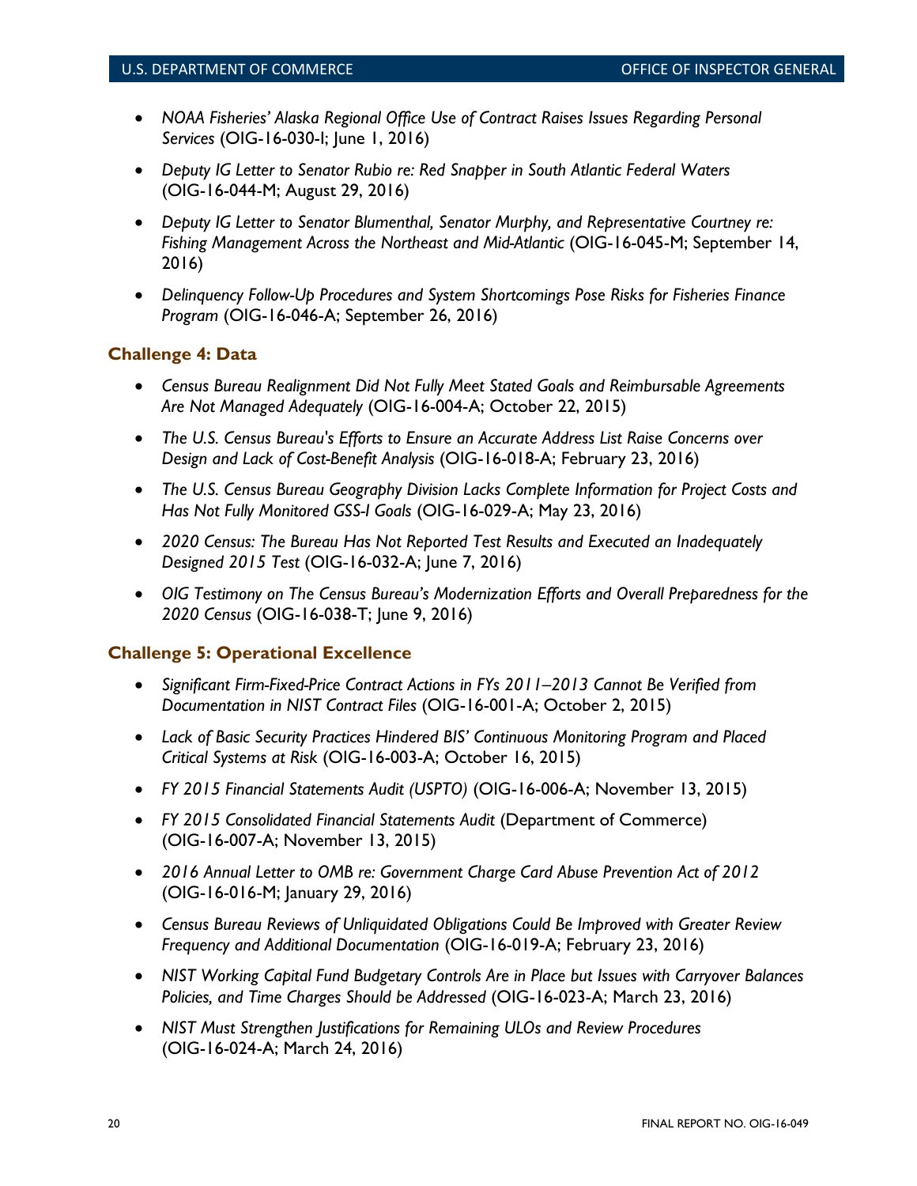- *NOAA Fisheries' Alaska Regional Office Use of Contract Raises Issues Regarding Personal Services* (OIG-16-030-I; June 1, 2016)

- *Deputy IG Letter to Senator Rubio re: Red Snapper in South Atlantic Federal Waters* (OIG-16-044-M; August 29, 2016)

- *Deputy IG Letter to Senator Blumenthal, Senator Murphy, and Representative Courtney re: Fishing Management Across the Northeast and Mid-Atlantic* (OIG-16-045-M; September 14, 2016)

- *Delinquency Follow-Up Procedures and System Shortcomings Pose Risks for Fisheries Finance Program* (OIG-16-046-A; September 26, 2016)

### Challenge 4: Data

- *Census Bureau Realignment Did Not Fully Meet Stated Goals and Reimbursable Agreements Are Not Managed Adequately* (OIG-16-004-A; October 22, 2015)

- *The U.S. Census Bureau's Efforts to Ensure an Accurate Address List Raise Concerns over Design and Lack of Cost-Benefit Analysis* (OIG-16-018-A; February 23, 2016)

- *The U.S. Census Bureau Geography Division Lacks Complete Information for Project Costs and Has Not Fully Monitored GSS-I Goals* (OIG-16-029-A; May 23, 2016)

- *2020 Census: The Bureau Has Not Reported Test Results and Executed an Inadequately Designed 2015 Test* (OIG-16-032-A; June 7, 2016)

- *OIG Testimony on The Census Bureau's Modernization Efforts and Overall Preparedness for the 2020 Census* (OIG-16-038-T; June 9, 2016)

### Challenge 5: Operational Excellence

- *Significant Firm-Fixed-Price Contract Actions in FYs 2011–2013 Cannot Be Verified from Documentation in NIST Contract Files* (OIG-16-001-A; October 2, 2015)

- *Lack of Basic Security Practices Hindered BIS' Continuous Monitoring Program and Placed Critical Systems at Risk* (OIG-16-003-A; October 16, 2015)

- *FY 2015 Financial Statements Audit (USPTO)* (OIG-16-006-A; November 13, 2015)

- *FY 2015 Consolidated Financial Statements Audit* (Department of Commerce) (OIG-16-007-A; November 13, 2015)

- *2016 Annual Letter to OMB re: Government Charge Card Abuse Prevention Act of 2012* (OIG-16-016-M; January 29, 2016)

- *Census Bureau Reviews of Unliquidated Obligations Could Be Improved with Greater Review Frequency and Additional Documentation* (OIG-16-019-A; February 23, 2016)

- *NIST Working Capital Fund Budgetary Controls Are in Place but Issues with Carryover Balances Policies, and Time Charges Should be Addressed* (OIG-16-023-A; March 23, 2016)

- *NIST Must Strengthen Justifications for Remaining ULOs and Review Procedures* (OIG-16-024-A; March 24, 2016)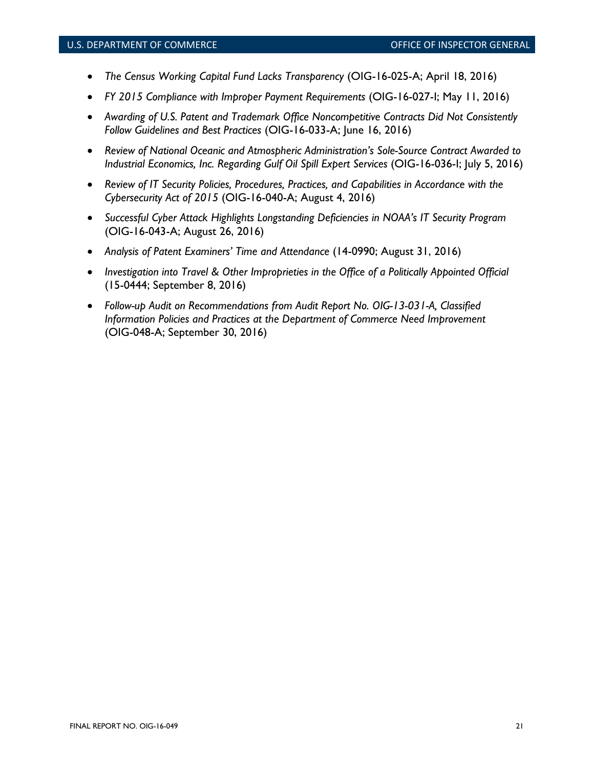- *The Census Working Capital Fund Lacks Transparency* (OIG-16-025-A; April 18, 2016)
- *FY 2015 Compliance with Improper Payment Requirements* (OIG-16-027-I; May 11, 2016)
- *Awarding of U.S. Patent and Trademark Office Noncompetitive Contracts Did Not Consistently Follow Guidelines and Best Practices* (OIG-16-033-A; June 16, 2016)
- *Review of National Oceanic and Atmospheric Administration's Sole-Source Contract Awarded to Industrial Economics, Inc. Regarding Gulf Oil Spill Expert Services* (OIG-16-036-I; July 5, 2016)
- *Review of IT Security Policies, Procedures, Practices, and Capabilities in Accordance with the Cybersecurity Act of 2015* (OIG-16-040-A; August 4, 2016)
- *Successful Cyber Attack Highlights Longstanding Deficiencies in NOAA's IT Security Program* (OIG-16-043-A; August 26, 2016)
- *Analysis of Patent Examiners' Time and Attendance* (14-0990; August 31, 2016)
- *Investigation into Travel & Other Improprieties in the Office of a Politically Appointed Official* (15-0444; September 8, 2016)
- *Follow-up Audit on Recommendations from Audit Report No. OIG-13-031-A, Classified Information Policies and Practices at the Department of Commerce Need Improvement* (OIG-048-A; September 30, 2016)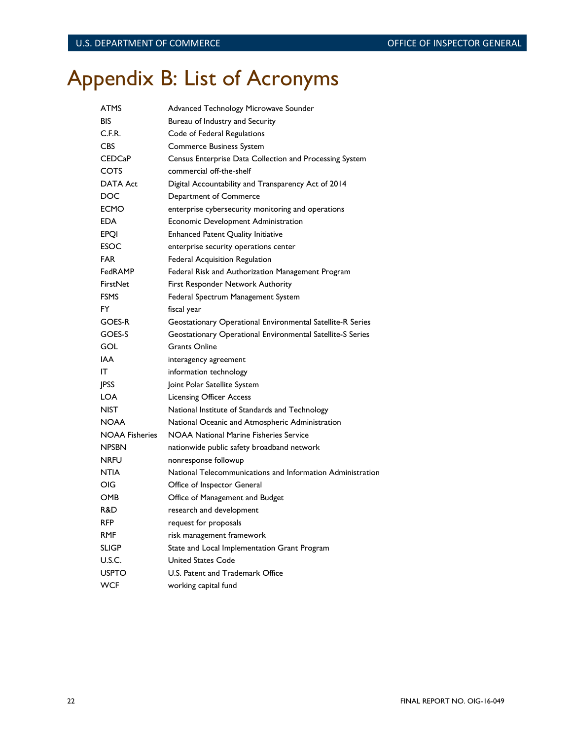# Appendix B: List of Acronyms

| | |
|---|---|
| ATMS | Advanced Technology Microwave Sounder |
| BIS | Bureau of Industry and Security |
| C.F.R. | Code of Federal Regulations |
| CBS | Commerce Business System |
| CEDCaP | Census Enterprise Data Collection and Processing System |
| COTS | commercial off-the-shelf |
| DATA Act | Digital Accountability and Transparency Act of 2014 |
| DOC | Department of Commerce |
| ECMO | enterprise cybersecurity monitoring and operations |
| EDA | Economic Development Administration |
| EPQI | Enhanced Patent Quality Initiative |
| ESOC | enterprise security operations center |
| FAR | Federal Acquisition Regulation |
| FedRAMP | Federal Risk and Authorization Management Program |
| FirstNet | First Responder Network Authority |
| FSMS | Federal Spectrum Management System |
| FY | fiscal year |
| GOES-R | Geostationary Operational Environmental Satellite-R Series |
| GOES-S | Geostationary Operational Environmental Satellite-S Series |
| GOL | Grants Online |
| IAA | interagency agreement |
| IT | information technology |
| JPSS | Joint Polar Satellite System |
| LOA | Licensing Officer Access |
| NIST | National Institute of Standards and Technology |
| NOAA | National Oceanic and Atmospheric Administration |
| NOAA Fisheries | NOAA National Marine Fisheries Service |
| NPSBN | nationwide public safety broadband network |
| NRFU | nonresponse followup |
| NTIA | National Telecommunications and Information Administration |
| OIG | Office of Inspector General |
| OMB | Office of Management and Budget |
| R&D | research and development |
| RFP | request for proposals |
| RMF | risk management framework |
| SLIGP | State and Local Implementation Grant Program |
| U.S.C. | United States Code |
| USPTO | U.S. Patent and Trademark Office |
| WCF | working capital fund |